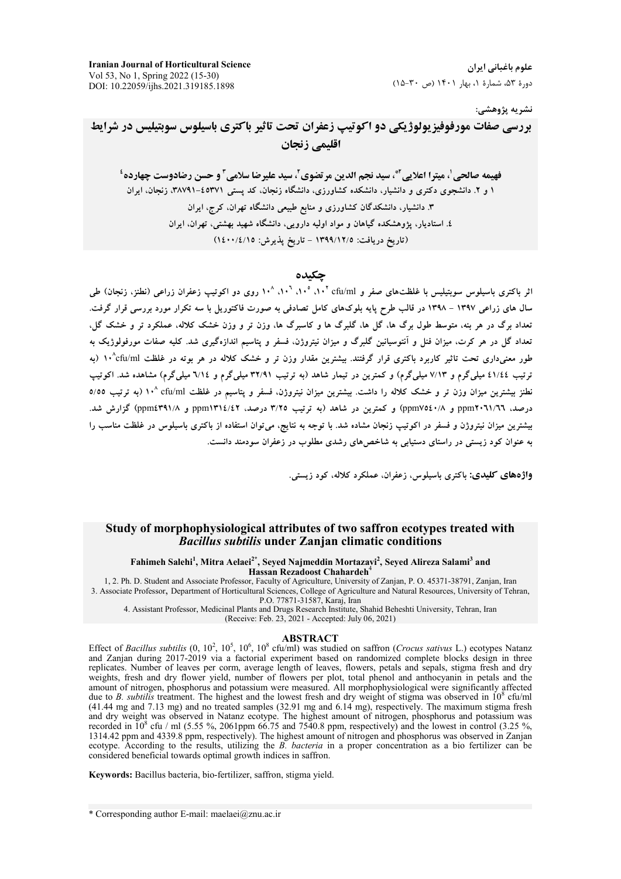نشریه پژوهشی:

# بررسی صفات مورفوفیزیولوژیکی دو اکوتیپ زعفران تحت تاثیر باکتری باسیلوس سوبتیلیس در شرایط اقلیمی زنجان

**فهیمه صالحی[1]، میترا اعلایی[2*]، سید نجم الدین مرتضوی[2]، سید علیرضا سلامی[3] و حسن رضادوست چهارده[4]**

۱ و ۲. دانشجوی دکتری و دانشیار، دانشکده کشاورزی، دانشگاه زنجان، کد پستی ۴۵۳۷۱-۳۸۷۹۱، زنجان، ایران

۳. دانشیار، دانشکدگان کشاورزی و منابع طبیعی دانشگاه تهران، کرج، ایران

۴. استادیار، پژوهشکده گیاهان و مواد اولیه دارویی، دانشگاه شهید بهشتی، تهران، ایران

(تاریخ دریافت: ۱۳۹۹/۱۲/۵ - تاریخ پذیرش: ۱۴۰۰/۴/۱۵)

## چکیده

اثر باکتری باسیلوس سوبتیلیس با غلظت‌های صفر و cfu/ml ۱۰^۲، ۱۰^۵، ۱۰^۶، ۱۰^۸ روی دو اکوتیپ زعفران زراعی (نطنز، زنجان) طی سال های زراعی ۱۳۹۷ - ۱۳۹۸ در قالب طرح پایه بلوک‌های کامل تصادفی به صورت فاکتوریل با سه تکرار مورد بررسی قرار گرفت. تعداد برگ در هر بنه، متوسط طول برگ ها، گل ها، گلبرگ ها و کاسبرگ ها، وزن تر و وزن خشک کلاله، عملکرد تر و خشک گل، تعداد گل در هر کرت، میزان فنل و آنتوسیانین گلبرگ و میزان نیتروژن، فسفر و پتاسیم اندازه‌گیری شد. کلیه صفات مورفولوژیک به طور معنی‌داری تحت تاثیر کاربرد باکتری قرار گرفتند. بیشترین مقدار وزن تر و خشک کلاله در هر بوته در غلظت cfu/ml ۱۰^۸ (به ترتیب ۴۱/۴۴ میلی‌گرم و ۷/۱۳ میلی‌گرم) و کمترین در تیمار شاهد (به ترتیب ۳۲/۹۱ میلی‌گرم و ۶/۱۴ میلی‌گرم) مشاهده شد. اکوتیپ نطنز بیشترین میزان وزن تر و خشک کلاله را داشت. بیشترین میزان نیتروژن، فسفر و پتاسیم در غلظت cfu/ml ۱۰^۸ (به ترتیب ۵/۵۵ درصد، ppm۲۰۶۱/۶۶ و ppm۷۵۴۰/۸) و کمترین در شاهد (به ترتیب ۳/۲۵ درصد، ppm۱۳۱۴/۴۲ و ppm۴۳۹۱/۸) گزارش شد. بیشترین میزان نیتروژن و فسفر در اکوتیپ زنجان مشاهده شد. با توجه به نتایج، می‌توان استفاده از باکتری باسیلوس در غلظت مناسب را به عنوان کود زیستی در راستای دستیابی به شاخص‌های رشدی مطلوب در زعفران سودمند دانست.

**واژه‌های کلیدی:** باکتری باسیلوس، زعفران، عملکرد کلاله، کود زیستی.

# Study of morphophysiological attributes of two saffron ecotypes treated with *Bacillus subtilis* under Zanjan climatic conditions

**Fahimeh Salehi[1], Mitra Aelaei[2*], Seyed Najmeddin Mortazavi[2], Seyed Alireza Salami[3] and Hassan Rezadoost Chahardeh[4]**

1, 2. Ph. D. Student and Associate Professor, Faculty of Agriculture, University of Zanjan, P. O. 45371-38791, Zanjan, Iran

3. Associate Professor, Department of Horticultural Sciences, College of Agriculture and Natural Resources, University of Tehran, P.O. 77871-31587, Karaj, Iran

4. Assistant Professor, Medicinal Plants and Drugs Research Institute, Shahid Beheshti University, Tehran, Iran

(Receive: Feb. 23, 2021 - Accepted: July 06, 2021)

## ABSTRACT

Effect of *Bacillus subtilis* (0, $10^2$, $10^5$, $10^6$, $10^8$ cfu/ml) was studied on saffron (*Crocus sativus* L.) ecotypes Natanz and Zanjan during 2017-2019 via a factorial experiment based on randomized complete blocks design in three replicates. Number of leaves per corm, average length of leaves, flowers, petals and sepals, stigma fresh and dry weights, fresh and dry flower yield, number of flowers per plot, total phenol and anthocyanin in petals and the amount of nitrogen, phosphorus and potassium were measured. All morphophysiological were significantly affected due to *B. subtilis* treatment. The highest and the lowest fresh and dry weight of stigma was observed in $10^8$ cfu/ml (41.44 mg and 7.13 mg) and no treated samples (32.91 mg and 6.14 mg), respectively. The maximum stigma fresh and dry weight was observed in Natanz ecotype. The highest amount of nitrogen, phosphorus and potassium was recorded in $10^8$ cfu / ml (5.55 %, 2061ppm 66.75 and 7540.8 ppm, respectively) and the lowest in control (3.25 %, 1314.42 ppm and 4339.8 ppm, respectively). The highest amount of nitrogen and phosphorus was observed in Zanjan ecotype. According to the results, utilizing the *B. bacteria* in a proper concentration as a bio fertilizer can be considered beneficial towards optimal growth indices in saffron.

**Keywords:** Bacillus bacteria, bio-fertilizer, saffron, stigma yield.

* Corresponding author E-mail: maelaei@znu.ac.ir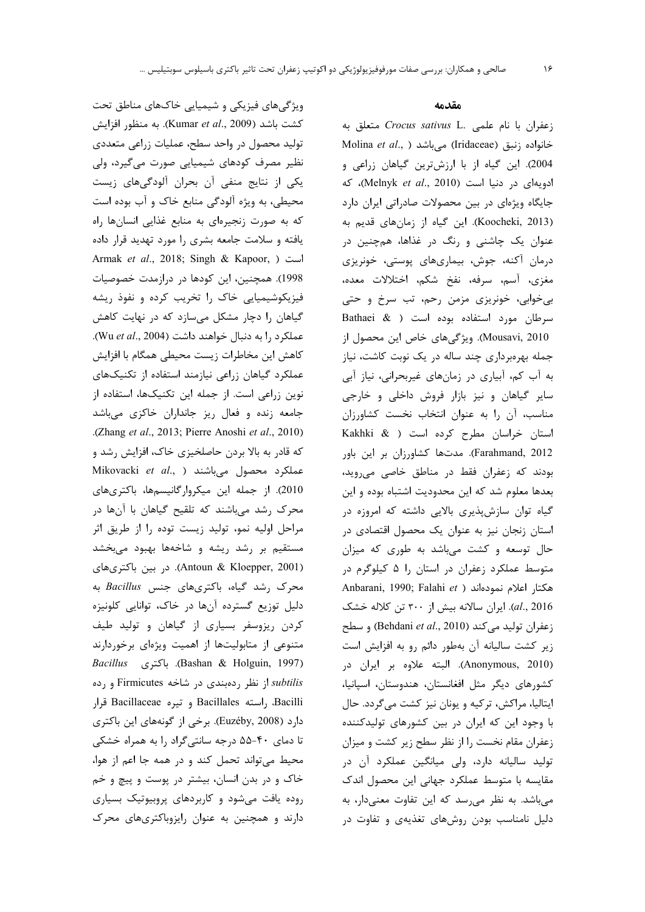## مقدمه

زعفران با نام علمی *Crocus sativus* L. متعلق به خانواده زنبق (Iridaceae) می‌باشد (Molina *et al*., 2004). این گیاه از با ارزش‌ترین گیاهان زراعی و ادویه‌ای در دنیا است (Melnyk *et al*., 2010)، که جایگاه ویژه‌ای در بین محصولات صادراتی ایران دارد (Koocheki, 2013). این گیاه از زمان‌های قدیم به عنوان یک چاشنی و رنگ در غذاها، همچنین در درمان آکنه، جوش، بیماری‌های پوستی، خونریزی مغزی، آسم، سرفه، نفخ شکم، اختلالات معده، بی‌خوابی، خونریزی مزمن رحم، تب سرخ و حتی سرطان مورد استفاده بوده است (Bathaei & Mousavi, 2010). ویژگی‌های خاص این محصول از جمله بهره‌برداری چند ساله در یک نوبت کاشت، نیاز به آب کم، آبیاری در زمان‌های غیربحرانی، نیاز آبی سایر گیاهان و نیز بازار فروش داخلی و خارجی مناسب، آن را به عنوان انتخاب نخست کشاورزان استان خراسان مطرح کرده است (Kakhki & Farahmand, 2012). مدت‌ها کشاورزان بر این باور بودند که زعفران فقط در مناطق خاصی می‌روید، بعدها معلوم شد که این محدودیت اشتباه بوده و این گیاه توان سازش‌پذیری بالایی داشته که امروزه در استان زنجان نیز به عنوان یک محصول اقتصادی در حال توسعه و کشت می‌باشد به طوری که میزان متوسط عملکرد زعفران در استان را ۵ کیلوگرم در هکتار اعلام نموده‌اند (Anbarani, 1990; Falahi *et al*., 2016). ایران سالانه بیش از ۳۰۰ تن کلاله خشک زعفران تولید می‌کند (Behdani *et al*., 2010) و سطح زیر کشت سالیانه آن به‌طور دائم رو به افزایش است (Anonymous, 2010). البته علاوه بر ایران در کشورهای دیگر مثل افغانستان، هندوستان، اسپانیا، ایتالیا، مراکش، ترکیه و یونان نیز کشت می‌گردد. حال با وجود این که ایران در بین کشورهای تولیدکننده زعفران مقام نخست را از نظر سطح زیر کشت و میزان تولید سالیانه دارد، ولی میانگین عملکرد آن در مقایسه با متوسط عملکرد جهانی این محصول اندک می‌باشد. به نظر می‌رسد که این تفاوت معنی‌دار، به دلیل نامناسب بودن روش‌های تغذیه‌ی و تفاوت در ویژگی‌های فیزیکی و شیمیایی خاک‌های مناطق تحت کشت باشد (Kumar *et al*., 2009). به منظور افزایش تولید محصول در واحد سطح، عملیات زراعی متعددی نظیر مصرف کودهای شیمیایی صورت می‌گیرد، ولی یکی از نتایج منفی آن بحران آلودگی‌های زیست محیطی، به ویژه آلودگی منابع خاک و آب بوده است که به صورت زنجیره‌ای به منابع غذایی انسان‌ها راه یافته و سلامت جامعه بشری را مورد تهدید قرار داده است (Armak *et al*., 2018; Singh & Kapoor, 1998). همچنین، این کودها در درازمدت خصوصیات فیزیکوشیمیایی خاک را تخریب کرده و نفوذ ریشه گیاهان را دچار مشکل می‌سازد که در نهایت کاهش عملکرد را به دنبال خواهند داشت (Wu *et al*., 2004). کاهش این مخاطرات زیست محیطی همگام با افزایش عملکرد گیاهان زراعی نیازمند استفاده از تکنیک‌های نوین زراعی است. از جمله این تکنیک‌ها، استفاده از جامعه زنده و فعال ریز جانداران خاکزی می‌باشد (Zhang *et al*., 2013; Pierre Anoshi *et al*., 2010). که قادر به بالا بردن حاصلخیزی خاک، افزایش رشد و عملکرد محصول می‌باشند (Mikovacki *et al*., 2010). از جمله این میکروارگانیسم‌ها، باکتری‌های محرک رشد می‌باشند که تلقیح گیاهان با آن‌ها در مراحل اولیه نمو، تولید زیست توده را از طریق اثر مستقیم بر رشد ریشه و شاخه‌ها بهبود می‌بخشد (Antoun & Kloepper, 2001). در بین باکتری‌های محرک رشد گیاه، باکتری‌های جنس *Bacillus* به دلیل توزیع گسترده آن‌ها در خاک، توانایی کلونیزه کردن ریزوسفر بسیاری از گیاهان و تولید طیف متنوعی از متابولیت‌ها از اهمیت ویژه‌ای برخوردارند (Bashan & Holguin, 1997). باکتری *Bacillus subtilis* از نظر رده‌بندی در شاخه Firmicutes و رده Bacilli، راسته Bacillales و تیره Bacillaceae قرار دارد (Euzéby, 2008). برخی از گونه‌های این باکتری تا دمای ۴۰-۵۵ درجه سانتی‌گراد را به همراه خشکی محیط می‌تواند تحمل کند و در همه جا اعم از هوا، خاک و در بدن انسان، بیشتر در پوست و پیچ و خم روده یافت می‌شود و کاربردهای پروبیوتیک بسیاری دارند و همچنین به عنوان رایزوباکتری‌های محرک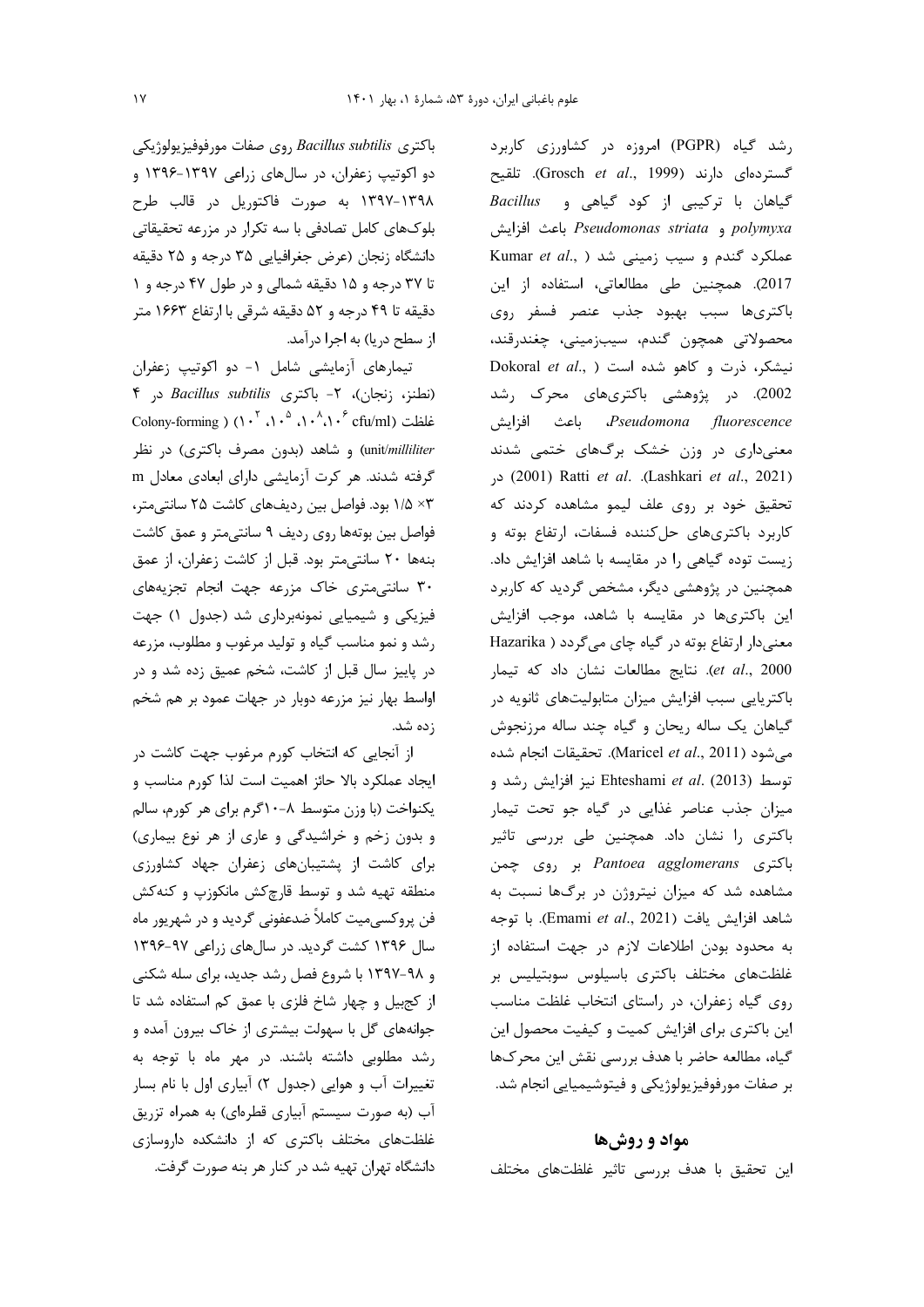رشد گیاه (PGPR) امروزه در کشاورزی کاربرد گسترده‌ای دارند (Grosch *et al*., 1999). تلقیح گیاهان با ترکیبی از کود گیاهی و *Bacillus polymyxa* و *Pseudomonas striata* باعث افزایش عملکرد گندم و سیب زمینی شد (Kumar *et al*., 2017). همچنین طی مطالعاتی، استفاده از این باکتری‌ها سبب بهبود جذب عنصر فسفر روی محصولاتی همچون گندم، سیب‌زمینی، چغندرقند، نیشکر، ذرت و کاهو شده است (Dokoral *et al*., 2002). در پژوهشی باکتری‌های محرک رشد *Pseudomona fluorescence*، باعث افزایش معنی‌داری در وزن خشک برگ‌های ختمی شدند (Lashkari *et al*., 2021). Ratti *et al*. (2001) در تحقیق خود بر روی علف لیمو مشاهده کردند که کاربرد باکتری‌های حل‌کننده فسفات، ارتفاع بوته و زیست توده گیاهی را در مقایسه با شاهد افزایش داد. همچنین در پژوهشی دیگر، مشخص گردید که کاربرد این باکتری‌ها در مقایسه با شاهد، موجب افزایش معنی‌دار ارتفاع بوته در گیاه چای می‌گردد (Hazarika *et al*., 2000). نتایج مطالعات نشان داد که تیمار باکتریایی سبب افزایش میزان متابولیت‌های ثانویه در گیاهان یک ساله ریحان و گیاه چند ساله مرزنجوش می‌شود (Maricel *et al*., 2011). تحقیقات انجام شده توسط Ehteshami *et al*. (2013) نیز افزایش رشد و میزان جذب عناصر غذایی در گیاه جو تحت تیمار باکتری را نشان داد. همچنین طی بررسی تاثیر باکتری *Pantoea agglomerans* بر روی چمن مشاهده شد که میزان نیتروژن در برگ‌ها نسبت به شاهد افزایش یافت (Emami *et al*., 2021). با توجه به محدود بودن اطلاعات لازم در جهت استفاده از غلظت‌های مختلف باکتری باسیلوس سوبتیلیس بر روی گیاه زعفران، در راستای انتخاب غلظت مناسب این باکتری برای افزایش کمیت و کیفیت محصول این گیاه، مطالعه حاضر با هدف بررسی نقش این محرک‌ها بر صفات مورفوفیزیولوژیکی و فیتوشیمیایی انجام شد.

## مواد و روش‌ها

این تحقیق با هدف بررسی تاثیر غلظت‌های مختلف باکتری *Bacillus subtilis* روی صفات مورفوفیزیولوژیکی دو اکوتیپ زعفران، در سال‌های زراعی ۱۳۹۷-۱۳۹۶ و ۱۳۹۸-۱۳۹۷ به صورت فاکتوریل در قالب طرح بلوک‌های کامل تصادفی با سه تکرار در مزرعه تحقیقاتی دانشگاه زنجان (عرض جغرافیایی ۳۵ درجه و ۲۵ دقیقه تا ۳۷ درجه و ۱۵ دقیقه شمالی و در طول ۴۷ درجه و ۱ دقیقه تا ۴۹ درجه و ۵۲ دقیقه شرقی با ارتفاع ۱۶۶۳ متر از سطح دریا) به اجرا درآمد.

تیمارهای آزمایشی شامل ۱- دو اکوتیپ زعفران (نطنز، زنجان)، ۲- باکتری *Bacillus subtilis* در ۴ غلظت ($10^2$، $10^5$، $10^8$، $10^6$ cfu/ml) (Colony-forming unit/*milliliter*) و شاهد (بدون مصرف باکتری) در نظر گرفته شدند. هر کرت آزمایشی دارای ابعادی معادل ۳× ۱/۵ m بود. فواصل بین ردیف‌های کاشت ۲۵ سانتی‌متر، فواصل بین بوته‌ها روی ردیف ۹ سانتی‌متر و عمق کاشت بنه‌ها ۲۰ سانتی‌متر بود. قبل از کاشت زعفران، از عمق ۳۰ سانتی‌متری خاک مزرعه جهت انجام تجزیه‌های فیزیکی و شیمیایی نمونه‌برداری شد (جدول ۱) جهت رشد و نمو مناسب گیاه و تولید مرغوب و مطلوب، مزرعه در پاییز سال قبل از کاشت، شخم عمیق زده شد و در اواسط بهار نیز مزرعه دوبار در جهات عمود بر هم شخم زده شد.

از آنجایی که انتخاب کورم مرغوب جهت کاشت در ایجاد عملکرد بالا حائز اهمیت است لذا کورم مناسب و یکنواخت (با وزن متوسط ۸-۱۰گرم برای هر کورم، سالم و بدون زخم و خراشیدگی و عاری از هر نوع بیماری) برای کاشت از پشتیبان‌های زعفران جهاد کشاورزی منطقه تهیه شد و توسط قارچ‌کش مانکوزب و کنه‌کش فن پروکسی‌میت کاملاً ضدعفونی گردید و در شهریور ماه سال ۱۳۹۶ کشت گردید. در سال‌های زراعی ۹۷-۱۳۹۶ و ۹۸-۱۳۹۷ با شروع فصل رشد جدید، برای سله شکنی از کجبیل و چهار شاخ فلزی با عمق کم استفاده شد تا جوانه‌های گل با سهولت بیشتری از خاک بیرون آمده و رشد مطلوبی داشته باشند. در مهر ماه با توجه به تغییرات آب و هوایی (جدول ۲) آبیاری اول با نام بسار آب (به صورت سیستم آبیاری قطره‌ای) به همراه تزریق غلظت‌های مختلف باکتری که از دانشکده داروسازی دانشگاه تهران تهیه شد در کنار هر بنه صورت گرفت.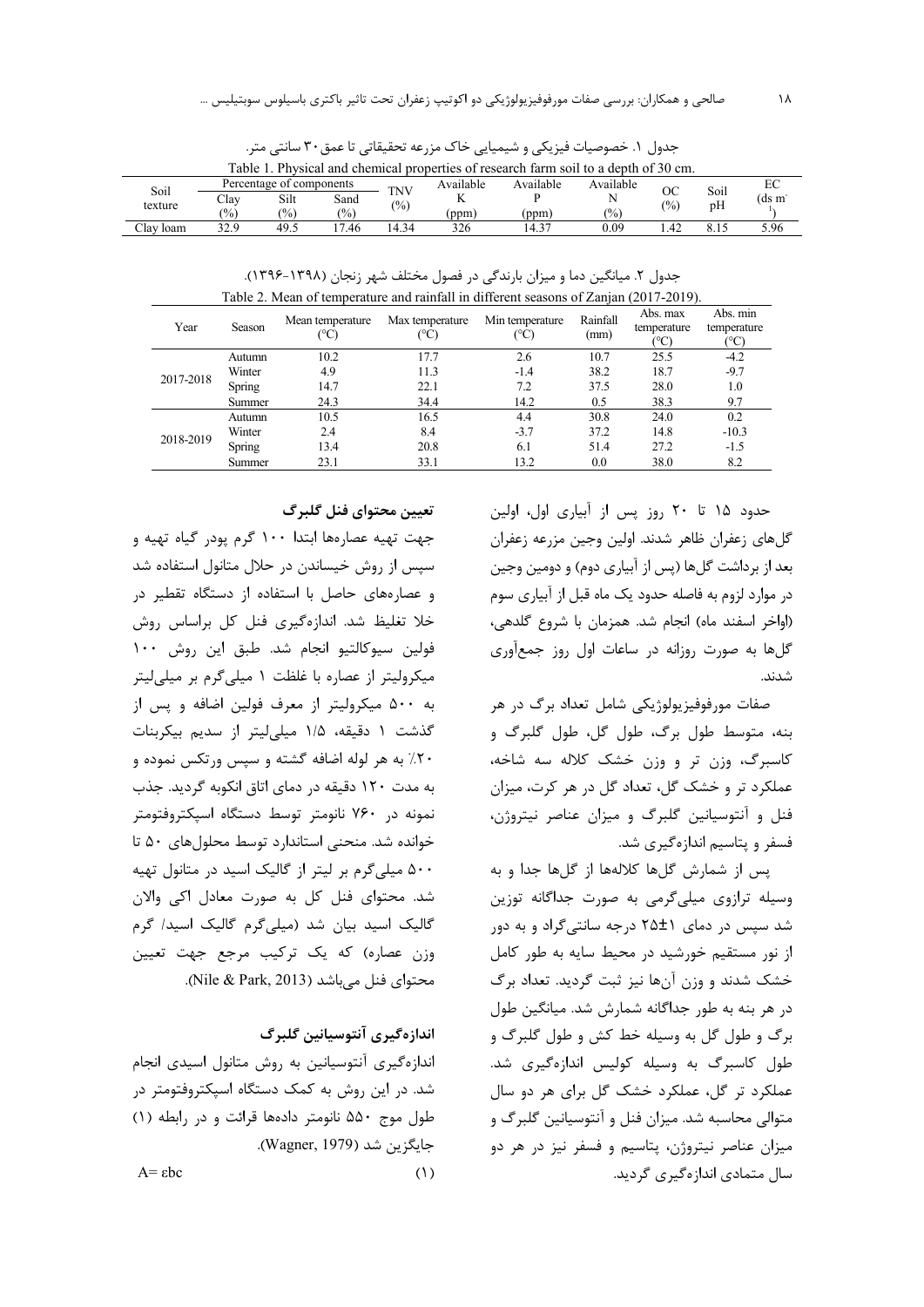جدول ۱. خصوصیات فیزیکی و شیمیایی خاک مزرعه تحقیقاتی تا عمق ۳۰ سانتی متر.

Table 1. Physical and chemical properties of research farm soil to a depth of 30 cm.

| Soil texture | Percentage of components | | | TNV (%) | Available K (ppm) | Available P (ppm) | Available N (%) | OC (%) | Soil pH | EC (ds m$^{-1}$) |
|---|---|---|---|---|---|---|---|---|---|---|
| | Clay (%) | Silt (%) | Sand (%) | | | | | | | |
| Clay loam | 32.9 | 49.5 | 17.46 | 14.34 | 326 | 14.37 | 0.09 | 1.42 | 8.15 | 5.96 |

جدول ۲. میانگین دما و میزان بارندگی در فصول مختلف شهر زنجان (۱۳۹۸-۱۳۹۶).

Table 2. Mean of temperature and rainfall in different seasons of Zanjan (2017-2019).

| Year | Season | Mean temperature (°C) | Max temperature (°C) | Min temperature (°C) | Rainfall (mm) | Abs. max temperature (°C) | Abs. min temperature (°C) |
|---|---|---|---|---|---|---|---|
| 2017-2018 | Autumn | 10.2 | 17.7 | 2.6 | 10.7 | 25.5 | -4.2 |
| | Winter | 4.9 | 11.3 | -1.4 | 38.2 | 18.7 | -9.7 |
| | Spring | 14.7 | 22.1 | 7.2 | 37.5 | 28.0 | 1.0 |
| | Summer | 24.3 | 34.4 | 14.2 | 0.5 | 38.3 | 9.7 |
| 2018-2019 | Autumn | 10.5 | 16.5 | 4.4 | 30.8 | 24.0 | 0.2 |
| | Winter | 2.4 | 8.4 | -3.7 | 37.2 | 14.8 | -10.3 |
| | Spring | 13.4 | 20.8 | 6.1 | 51.4 | 27.2 | -1.5 |
| | Summer | 23.1 | 33.1 | 13.2 | 0.0 | 38.0 | 8.2 |

حدود ۱۵ تا ۲۰ روز پس از آبیاری اول، اولین گل‌های زعفران ظاهر شدند. اولین وجین مزرعه زعفران بعد از برداشت گل‌ها (پس از آبیاری دوم) و دومین وجین در موارد لزوم به فاصله حدود یک ماه قبل از آبیاری سوم (اواخر اسفند ماه) انجام شد. همزمان با شروع گلدهی، گل‌ها به صورت روزانه در ساعات اول روز جمع‌آوری شدند.

صفات مورفوفیزیولوژیکی شامل تعداد برگ در هر بنه، متوسط طول برگ، طول گل، طول گلبرگ و کاسبرگ، وزن تر و وزن خشک کلاله سه شاخه، عملکرد تر و خشک گل، تعداد گل در هر کرت، میزان فنل و آنتوسیانین گلبرگ و میزان عناصر نیتروژن، فسفر و پتاسیم اندازه‌گیری شد.

پس از شمارش گل‌ها کلاله‌ها از گل‌ها جدا و به وسیله ترازوی میلی‌گرمی به صورت جداگانه توزین شد سپس در دمای ۱±۲۵ درجه سانتی‌گراد و به دور از نور مستقیم خورشید در محیط سایه به طور کامل خشک شدند و وزن آن‌ها نیز ثبت گردید. تعداد برگ در هر بنه به طور جداگانه شمارش شد. میانگین طول برگ و طول گل به وسیله خط کش و طول گلبرگ و طول کاسبرگ به وسیله کولیس اندازه‌گیری شد. عملکرد تر گل، عملکرد خشک گل برای هر دو سال متوالی محاسبه شد. میزان فنل و آنتوسیانین گلبرگ و میزان عناصر نیتروژن، پتاسیم و فسفر نیز در هر دو سال متمادی اندازه‌گیری گردید.

### تعیین محتوای فنل گلبرگ

جهت تهیه عصاره‌ها ابتدا ۱۰۰ گرم پودر گیاه تهیه و سپس از روش خیساندن در حلال متانول استفاده شد و عصاره‌های حاصل با استفاده از دستگاه تقطیر در خلا تغلیظ شد. اندازه‌گیری فنل کل براساس روش فولین سیوکالتیو انجام شد. طبق این روش ۱۰۰ میکرولیتر از عصاره با غلظت ۱ میلی‌گرم بر میلی‌لیتر به ۵۰۰ میکرولیتر از معرف فولین اضافه و پس از گذشت ۱ دقیقه، ۱/۵ میلی‌لیتر از سدیم بیکربنات ۲۰٪ به هر لوله اضافه گشته و سپس ورتکس نموده و به مدت ۱۲۰ دقیقه در دمای اتاق انکوبه گردید. جذب نمونه در ۷۶۰ نانومتر توسط دستگاه اسپکتروفتومتر خوانده شد. منحنی استاندارد توسط محلول‌های ۵۰ تا ۵۰۰ میلی‌گرم بر لیتر از گالیک اسید در متانول تهیه شد. محتوای فنل کل به صورت معادل اکی والان گالیک اسید بیان شد (میلی‌گرم گالیک اسید/ گرم وزن عصاره) که یک ترکیب مرجع جهت تعیین محتوای فنل می‌باشد (Nile & Park, 2013).

### اندازه‌گیری آنتوسیانین گلبرگ

اندازه‌گیری آنتوسیانین به روش متانول اسیدی انجام شد. در این روش به کمک دستگاه اسپکتروفتومتر در طول موج ۵۵۰ نانومتر داده‌ها قرائت و در رابطه (۱) جایگزین شد (Wagner, 1979).

$$A = \varepsilon bc \qquad (1)$$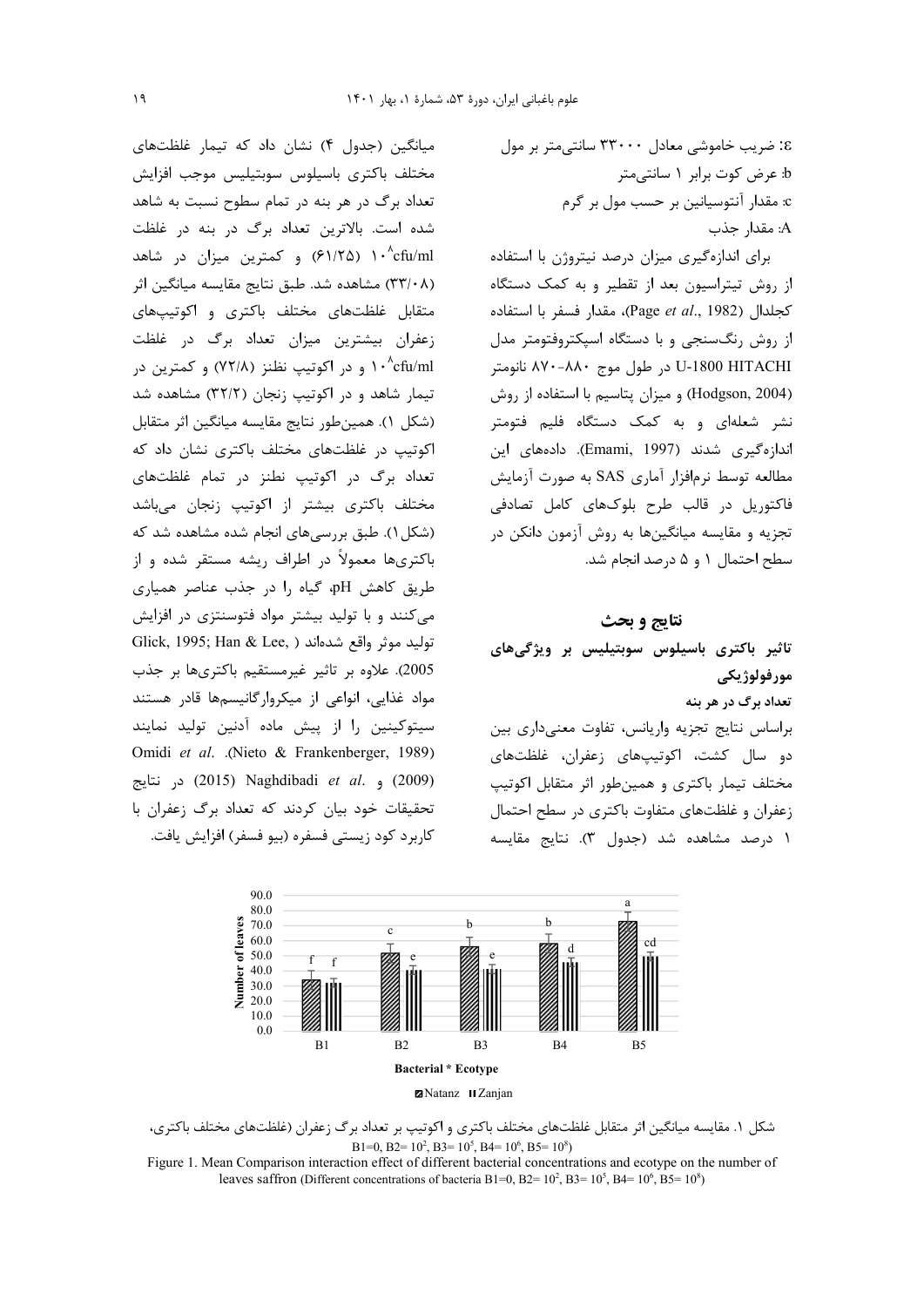ε: ضریب خاموشی معادل ۳۳۰۰۰ سانتی‌متر بر مول
b: عرض کوت برابر ۱ سانتی‌متر
c: مقدار آنتوسیانین بر حسب مول بر گرم
A: مقدار جذب

برای اندازه‌گیری میزان درصد نیتروژن با استفاده از روش تیتراسیون بعد از تقطیر و به کمک دستگاه کجلدال (Page *et al*., 1982)، مقدار فسفر با استفاده از روش رنگ‌سنجی و با دستگاه اسپکتروفتومتر مدل U-1800 HITACHI در طول موج ۸۸۰-۸۷۰ نانومتر (Hodgson, 2004) و میزان پتاسیم با استفاده از روش نشر شعله‌ای و به کمک دستگاه فلیم فتومتر اندازه‌گیری شدند (Emami, 1997). داده‌های این مطالعه توسط نرم‌افزار آماری SAS به صورت آزمایش فاکتوریل در قالب طرح بلوک‌های کامل تصادفی تجزیه و مقایسه میانگین‌ها به روش آزمون دانکن در سطح احتمال ۱ و ۵ درصد انجام شد.

## نتایج و بحث

### تاثیر باکتری باسیلوس سوبتیلیس بر ویژگی‌های مورفولوژیکی

#### تعداد برگ در هر بنه

براساس نتایج تجزیه واریانس، تفاوت معنی‌داری بین دو سال کشت، اکوتیپ‌های زعفران، غلظت‌های مختلف تیمار باکتری و همین‌طور اثر متقابل اکوتیپ زعفران و غلظت‌های متفاوت باکتری در سطح احتمال ۱ درصد مشاهده شد (جدول ۳). نتایج مقایسه میانگین (جدول ۴) نشان داد که تیمار غلظت‌های مختلف باکتری باسیلوس سوبتیلیس موجب افزایش تعداد برگ در هر بنه در تمام سطوح نسبت به شاهد شده است. بالاترین تعداد برگ در بنه در غلظت ۱۰^۸cfu/ml (۶۱/۲۵) و کمترین میزان در شاهد (۳۳/۰۸) مشاهده شد. طبق نتایج مقایسه میانگین اثر متقابل غلظت‌های مختلف باکتری و اکوتیپ‌های زعفران بیشترین میزان تعداد برگ در غلظت ۱۰^۸cfu/ml و در اکوتیپ نطنز (۷۲/۸) و کمترین در تیمار شاهد و در اکوتیپ زنجان (۳۲/۲) مشاهده شد (شکل ۱). همین‌طور نتایج مقایسه میانگین اثر متقابل اکوتیپ در غلظت‌های مختلف باکتری نشان داد که تعداد برگ در اکوتیپ نطنز در تمام غلظت‌های مختلف باکتری بیشتر از اکوتیپ زنجان می‌باشد (شکل ۱). طبق بررسی‌های انجام شده مشاهده شد که باکتری‌ها معمولاً در اطراف ریشه مستقر شده و از طریق کاهش pH، گیاه را در جذب عناصر همیاری می‌کنند و با تولید بیشتر مواد فتوسنتزی در افزایش تولید موثر واقع شده‌اند (Glick, 1995; Han & Lee, 2005). علاوه بر تاثیر غیرمستقیم باکتری‌ها بر جذب مواد غذایی، انواعی از میکروارگانیسم‌ها قادر هستند سیتوکینین را از پیش ماده آدنین تولید نمایند (Nieto & Frankenberger, 1989). Omidi *et al*. (2009) و Naghdibadi *et al*. (2015) در نتایج تحقیقات خود بیان کردند که تعداد برگ زعفران با کاربرد کود زیستی فسفره (بیو فسفر) افزایش یافت.

شکل ۱. مقایسه میانگین اثر متقابل غلظت‌های مختلف باکتری و اکوتیپ بر تعداد برگ زعفران (غلظت‌های مختلف باکتری، B1=0, B2= $10^2$, B3= $10^5$, B4= $10^6$, B5= $10^8$)

Figure 1. Mean Comparison interaction effect of different bacterial concentrations and ecotype on the number of leaves saffron (Different concentrations of bacteria B1=0, B2= $10^2$, B3= $10^5$, B4= $10^6$, B5= $10^8$)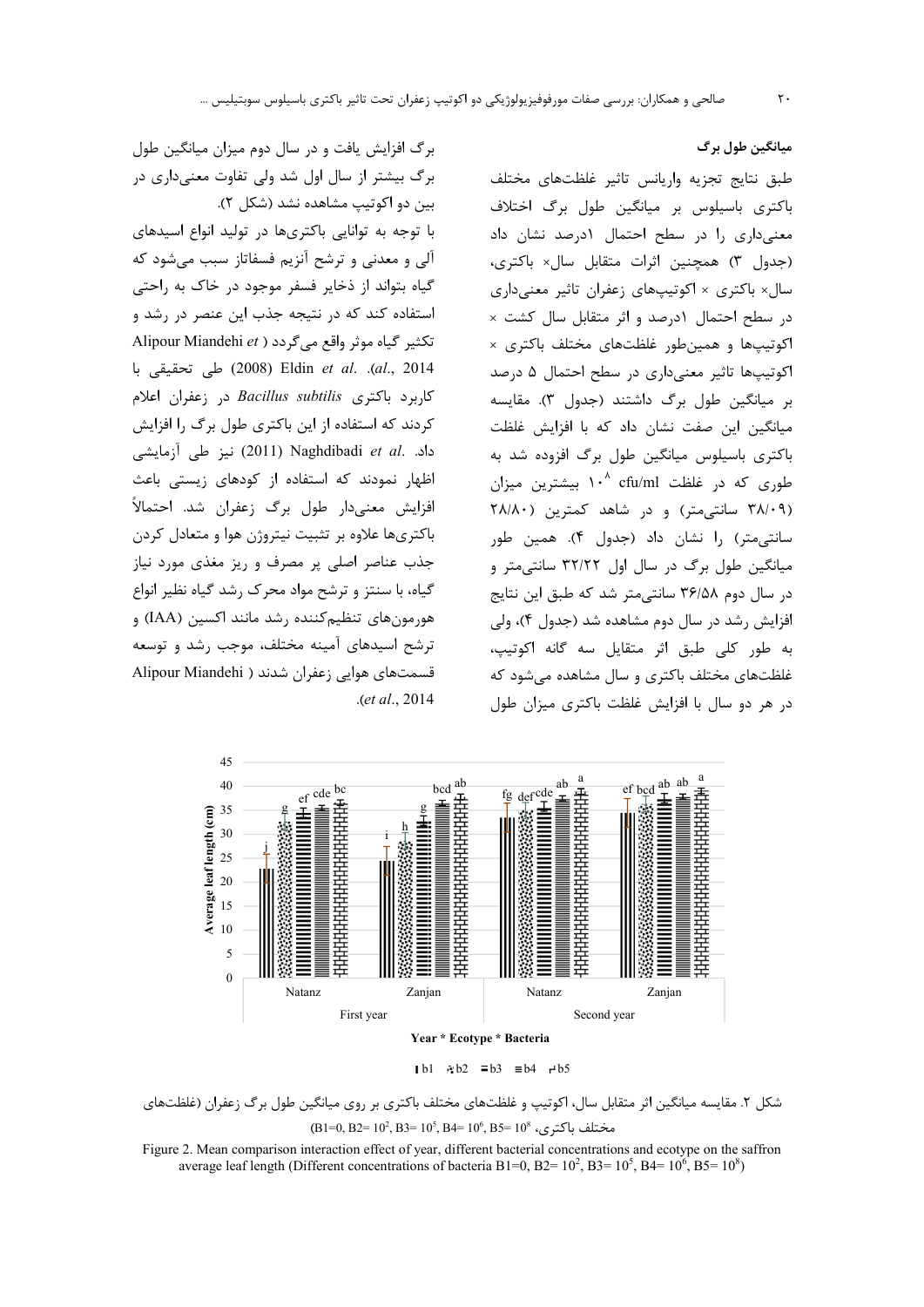**میانگین طول برگ**

طبق نتایج تجزیه واریانس تاثیر غلظت‌های مختلف باکتری باسیلوس بر میانگین طول برگ اختلاف معنی‌داری را در سطح احتمال ۱درصد نشان داد (جدول ۳) همچنین اثرات متقابل سال× باکتری، سال× باکتری × اکوتیپ‌های زعفران تاثیر معنی‌داری در سطح احتمال ۱درصد و اثر متقابل سال کشت × اکوتیپ‌ها و همین‌طور غلظت‌های مختلف باکتری × اکوتیپ‌ها تاثیر معنی‌داری در سطح احتمال ۵ درصد بر میانگین طول برگ داشتند (جدول ۳). مقایسه میانگین این صفت نشان داد که با افزایش غلظت باکتری باسیلوس میانگین طول برگ افزوده شد به طوری که در غلظت $10^8$ cfu/ml بیشترین میزان (۳۸/۰۹ سانتی‌متر) و در شاهد کمترین (۲۸/۸۰ سانتی‌متر) را نشان داد (جدول ۴). همین طور میانگین طول برگ در سال اول ۳۲/۲۲ سانتی‌متر و در سال دوم ۳۶/۵۸ سانتی‌متر شد که طبق این نتایج افزایش رشد در سال دوم مشاهده شد (جدول ۴)، ولی به طور کلی طبق اثر متقابل سه گانه اکوتیپ، غلظت‌های مختلف باکتری و سال مشاهده می‌شود که در هر دو سال با افزایش غلظت باکتری میزان طول برگ افزایش یافت و در سال دوم میزان میانگین طول برگ بیشتر از سال اول شد ولی تفاوت معنی‌داری در بین دو اکوتیپ مشاهده نشد (شکل ۲).

با توجه به توانایی باکتری‌ها در تولید انواع اسیدهای آلی و معدنی و ترشح آنزیم فسفاتاز سبب می‌شود که گیاه بتواند از ذخایر فسفر موجود در خاک به راحتی استفاده کند که در نتیجه جذب این عنصر در رشد و تکثیر گیاه موثر واقع می‌گردد (Alipour Miandehi *et al*., 2014). Eldin *et al*. (2008) طی تحقیقی با کاربرد باکتری *Bacillus subtilis* در زعفران اعلام کردند که استفاده از این باکتری طول برگ را افزایش داد. Naghdibadi *et al*. (2011) نیز طی آزمایشی اظهار نمودند که استفاده از کودهای زیستی باعث افزایش معنی‌دار طول برگ زعفران شد. احتمالاً باکتری‌ها علاوه بر تثبیت نیتروژن هوا و متعادل کردن جذب عناصر اصلی پر مصرف و ریز مغذی مورد نیاز گیاه، با سنتز و ترشح مواد محرک رشد گیاه نظیر انواع هورمون‌های تنظیم‌کننده رشد مانند اکسین (IAA) و ترشح اسیدهای آمینه مختلف، موجب رشد و توسعه قسمت‌های هوایی زعفران شدند (Alipour Miandehi *et al*., 2014).

شکل ۲. مقایسه میانگین اثر متقابل سال، اکوتیپ و غلظت‌های مختلف باکتری بر روی میانگین طول برگ زعفران (غلظت‌های مختلف باکتری، B1=0, B2= $10^2$, B3= $10^5$, B4= $10^6$, B5= $10^8$)

Figure 2. Mean comparison interaction effect of year, different bacterial concentrations and ecotype on the saffron average leaf length (Different concentrations of bacteria B1=0, B2= $10^2$, B3= $10^5$, B4= $10^6$, B5= $10^8$)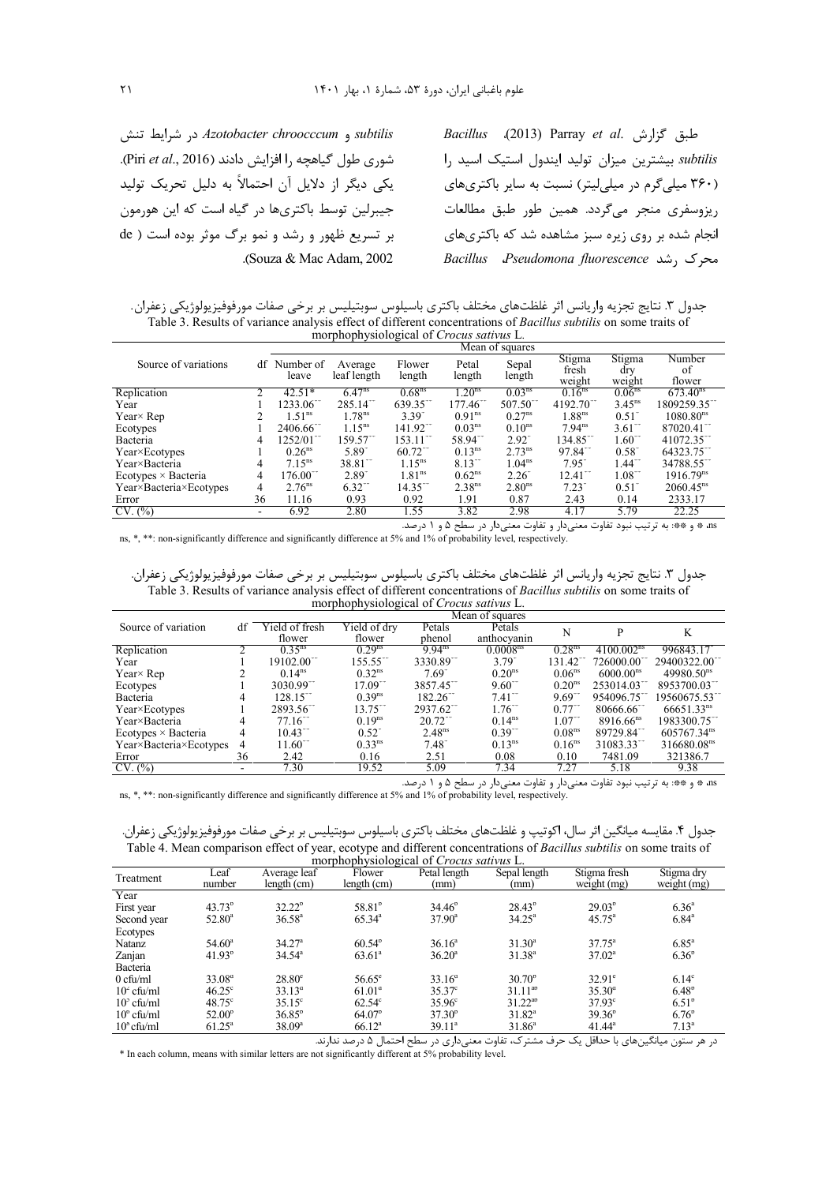طبق گزارش Parray *et al.* (2013)، *Bacillus subtilis* بیشترین میزان تولید ایندول استیک اسید را (۳۶۰ میلی‌گرم در میلی‌لیتر) نسبت به سایر باکتری‌های ریزوسفری منجر می‌گردد. همین طور طبق مطالعات انجام شده بر روی زیره سبز مشاهده شد که باکتری‌های محرک رشد *Pseudomona fluorescence*، *Bacillus subtilis* و *Azotobacter chroocccum* در شرایط تنش شوری طول گیاهچه را افزایش دادند (Piri *et al.*, 2016). یکی دیگر از دلایل آن احتمالاً به دلیل تحریک تولید جیبرلین توسط باکتری‌ها در گیاه است که این هورمون بر تسریع ظهور و رشد و نمو برگ موثر بوده است (de Souza & Mac Adam, 2002).

جدول ۳. نتایج تجزیه واریانس اثر غلظت‌های مختلف باکتری باسیلوس سوبتیلیس بر برخی صفات مورفوفیزیولوژیکی زعفران.

Table 3. Results of variance analysis effect of different concentrations of *Bacillus subtilis* on some traits of morphophysiological of *Crocus sativus* L.

| Source of variations | df | Mean of squares | | | | | | | |
|---|---|---|---|---|---|---|---|---|---|
| | | Number of leave | Average leaf length | Flower length | Petal length | Sepal length | Stigma fresh weight | Stigma dry weight | Number of flower |
| Replication | 2 | 42.51* | 6.47[ns] | 0.68[ns] | 1.20[ns] | 0.03[ns] | 0.16[ns] | 0.06[ns] | 673.40[ns] |
| Year | 1 | 1233.06** | 285.14** | 639.35** | 177.46** | 507.50** | 4192.70** | 3.45[ns] | 1809259.35** |
| Year× Rep | 2 | 1.51[ns] | 1.78[ns] | 3.39* | 0.91[ns] | 0.27[ns] | 1.88[ns] | 0.51* | 1080.80[ns] |
| Ecotypes | 1 | 2406.66** | 1.15[ns] | 141.92** | 0.03[ns] | 0.10[ns] | 7.94[ns] | 3.61** | 87020.41** |
| Bacteria | 4 | 1252/01** | 159.57** | 153.11** | 58.94** | 2.92* | 134.85** | 1.60** | 41072.35** |
| Year×Ecotypes | 1 | 0.26[ns] | 5.89* | 60.72** | 0.13[ns] | 2.73[ns] | 97.84** | 0.58* | 64323.75** |
| Year×Bacteria | 4 | 7.15[ns] | 38.81** | 1.15[ns] | 8.13** | 1.04[ns] | 7.95* | 1.44** | 34788.55** |
| Ecotypes × Bacteria | 4 | 176.00** | 2.89* | 1.81[ns] | 0.62[ns] | 2.26* | 12.41** | 1.08** | 1916.79[ns] |
| Year×Bacteria×Ecotypes | 4 | 2.76[ns] | 6.32** | 14.35** | 2.38[ns] | 2.80[ns] | 7.23* | 0.51* | 2060.45[ns] |
| Error | 36 | 11.16 | 0.93 | 0.92 | 1.91 | 0.87 | 2.43 | 0.14 | 2333.17 |
| CV. (%) | - | 6.92 | 2.80 | 1.55 | 3.82 | 2.98 | 4.17 | 5.79 | 22.25 |

ns، * و **: به ترتیب نبود تفاوت معنی‌دار و تفاوت معنی‌دار در سطح ۵ و ۱ درصد.

ns, *, **: non-significantly difference and significantly difference at 5% and 1% of probability level, respectively.

جدول ۳. نتایج تجزیه واریانس اثر غلظت‌های مختلف باکتری باسیلوس سوبتیلیس بر برخی صفات مورفوفیزیولوژیکی زعفران.

Table 3. Results of variance analysis effect of different concentrations of *Bacillus subtilis* on some traits of morphophysiological of *Crocus sativus* L.

| Source of variation | df | Mean of squares | | | | | | |
|---|---|---|---|---|---|---|---|---|
| | | Yield of fresh flower | Yield of dry flower | Petals phenol | Petals anthocyanin | N | P | K |
| Replication | 2 | 0.35[ns] | 0.29[ns] | 9.94[ns] | 0.0008[ns] | 0.28[ns] | 4100.002[ns] | 996843.17* |
| Year | 1 | 19102.00** | 155.55** | 3330.89** | 3.79* | 131.42** | 726000.00** | 29400322.00** |
| Year× Rep | 2 | 0.14[ns] | 0.32[ns] | 7.69* | 0.20[ns] | 0.06[ns] | 6000.00[ns] | 49980.50[ns] |
| Ecotypes | 1 | 3030.99** | 17.09** | 3857.45** | 9.60** | 0.20[ns] | 253014.03** | 8953700.03** |
| Bacteria | 4 | 128.15** | 0.39[ns] | 182.26** | 7.41** | 9.69** | 954096.75** | 19560675.53** |
| Year×Ecotypes | 1 | 2893.56** | 13.75** | 2937.62** | 1.76** | 0.77** | 80666.66** | 66651.33[ns] |
| Year×Bacteria | 4 | 77.16** | 0.19[ns] | 20.72** | 0.14[ns] | 1.07** | 8916.66[ns] | 1983300.75** |
| Ecotypes × Bacteria | 4 | 10.43** | 0.52* | 2.48[ns] | 0.39** | 0.08[ns] | 89729.84** | 605767.34[ns] |
| Year×Bacteria×Ecotypes | 4 | 11.60** | 0.33[ns] | 7.48* | 0.13[ns] | 0.16[ns] | 31083.33** | 316680.08[ns] |
| Error | 36 | 2.42 | 0.16 | 2.51 | 0.08 | 0.10 | 7481.09 | 321386.7 |
| CV. (%) | - | 7.30 | 19.52 | 5.09 | 7.34 | 7.27 | 5.18 | 9.38 |

ns، * و **: به ترتیب نبود تفاوت معنی‌دار و تفاوت معنی‌دار در سطح ۵ و ۱ درصد.

ns, *, **: non-significantly difference and significantly difference at 5% and 1% of probability level, respectively.

جدول ۴. مقایسه میانگین اثر سال، اکوتیپ و غلظت‌های مختلف باکتری باسیلوس سوبتیلیس بر برخی صفات مورفوفیزیولوژیکی زعفران.

Table 4. Mean comparison effect of year, ecotype and different concentrations of *Bacillus subtilis* on some traits of morphophysiological of *Crocus sativus* L.

| Treatment | Leaf number | Average leaf length (cm) | Flower length (cm) | Petal length (mm) | Sepal length (mm) | Stigma fresh weight (mg) | Stigma dry weight (mg) |
|---|---|---|---|---|---|---|---|
| Year | | | | | | | |
| First year | 43.73[b] | 32.22[b] | 58.81[b] | 34.46[b] | 28.43[b] | 29.03[b] | 6.36[a] |
| Second year | 52.80[a] | 36.58[a] | 65.34[a] | 37.90[a] | 34.25[a] | 45.75[a] | 6.84[a] |
| Ecotypes | | | | | | | |
| Natanz | 54.60[a] | 34.27[a] | 60.54[b] | 36.16[a] | 31.30[a] | 37.75[a] | 6.85[a] |
| Zanjan | 41.93[b] | 34.54[a] | 63.61[a] | 36.20[a] | 31.38[a] | 37.02[a] | 6.36[b] |
| Bacteria | | | | | | | |
| 0 cfu/ml | 33.08[d] | 28.80[e] | 56.65[e] | 33.16[d] | 30.70[b] | 32.91[e] | 6.14[c] |
| $10^{2}$ cfu/ml | 46.25[c] | 33.13[d] | 61.01[d] | 35.37[c] | 31.11[ab] | 35.30[d] | 6.48[b] |
| $10^{3}$ cfu/ml | 48.75[c] | 35.15[c] | 62.54[c] | 35.96[c] | 31.22[ab] | 37.93[c] | 6.51[b] |
| $10^{6}$ cfu/ml | 52.00[b] | 36.85[b] | 64.07[b] | 37.30[b] | 31.82[a] | 39.36[b] | 6.76[b] |
| $10^{8}$ cfu/ml | 61.25[a] | 38.09[a] | 66.12[a] | 39.11[a] | 31.86[a] | 41.44[a] | 7.13[a] |

در هر ستون میانگین‌های با حداقل یک حرف مشترک، تفاوت معنی‌داری در سطح احتمال ۵ درصد ندارند.

* In each column, means with similar letters are not significantly different at 5% probability level.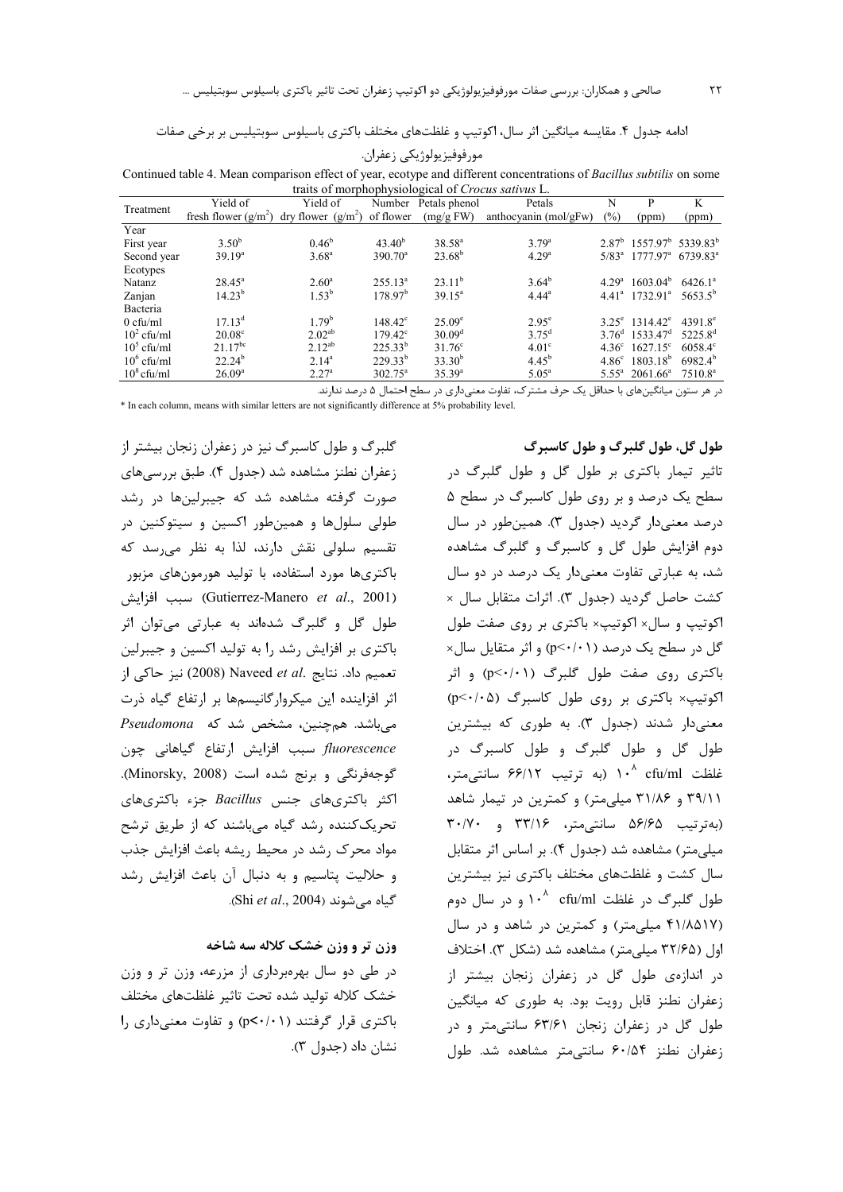ادامه جدول ۴. مقایسه میانگین اثر سال، اکوتیپ و غلظت‌های مختلف باکتری باسیلوس سوبتیلیس بر برخی صفات مورفوفیزیولوژیکی زعفران.

Continued table 4. Mean comparison effect of year, ecotype and different concentrations of *Bacillus subtilis* on some traits of morphophysiological of *Crocus sativus* L.

| Treatment | Yield of fresh flower (g/m$^2$) | Yield of dry flower (g/m$^2$) | Number of flower | Petals phenol (mg/g FW) | Petals anthocyanin (mol/gFW) | N (%) | P (ppm) | K (ppm) |
|---|---|---|---|---|---|---|---|---|
| Year | | | | | | | | |
| First year | 3.50$^b$ | 0.46$^b$ | 43.40$^b$ | 38.58$^a$ | 3.79$^a$ | 2.87$^b$ | 1557.97$^b$ | 5339.83$^b$ |
| Second year | 39.19$^a$ | 3.68$^a$ | 390.70$^a$ | 23.68$^b$ | 4.29$^a$ | 5/83$^a$ | 1777.97$^a$ | 6739.83$^a$ |
| Ecotypes | | | | | | | | |
| Natanz | 28.45$^a$ | 2.60$^a$ | 255.13$^a$ | 23.11$^b$ | 3.64$^b$ | 4.29$^a$ | 1603.04$^b$ | 6426.1$^a$ |
| Zanjan | 14.23$^b$ | 1.53$^b$ | 178.97$^b$ | 39.15$^a$ | 4.44$^a$ | 4.41$^a$ | 1732.91$^a$ | 5653.5$^b$ |
| Bacteria | | | | | | | | |
| 0 cfu/ml | 17.13$^d$ | 1.79$^b$ | 148.42$^c$ | 25.09$^e$ | 2.95$^e$ | 3.25$^e$ | 1314.42$^e$ | 4391.8$^e$ |
| 10$^2$ cfu/ml | 20.08$^c$ | 2.02$^{ab}$ | 179.42$^c$ | 30.09$^d$ | 3.75$^d$ | 3.76$^d$ | 1533.47$^d$ | 5225.8$^d$ |
| 10$^5$ cfu/ml | 21.17$^{bc}$ | 2.12$^{ab}$ | 225.33$^b$ | 31.76$^c$ | 4.01$^c$ | 4.36$^c$ | 1627.15$^c$ | 6058.4$^c$ |
| 10$^6$ cfu/ml | 22.24$^b$ | 2.14$^a$ | 229.33$^b$ | 33.30$^b$ | 4.45$^b$ | 4.86$^c$ | 1803.18$^b$ | 6982.4$^b$ |
| 10$^8$ cfu/ml | 26.09$^a$ | 2.27$^a$ | 302.75$^a$ | 35.39$^a$ | 5.05$^a$ | 5.55$^a$ | 2061.66$^a$ | 7510.8$^a$ |

در هر ستون میانگین‌های با حداقل یک حرف مشترک، تفاوت معنی‌داری در سطح احتمال ۵ درصد ندارند.

\* In each column, means with similar letters are not significantly difference at 5% probability level.

### طول گل، طول گلبرگ و طول کاسبرگ

تاثیر تیمار باکتری بر طول گل و طول گلبرگ در سطح یک درصد و بر روی طول کاسبرگ در سطح ۵ درصد معنی‌دار گردید (جدول ۳). همین‌طور در سال دوم افزایش طول گل و کاسبرگ و گلبرگ مشاهده شد، به عبارتی تفاوت معنی‌دار یک درصد در دو سال کشت حاصل گردید (جدول ۳). اثرات متقابل سال × اکوتیپ و سال× اکوتیپ× باکتری بر روی صفت طول گل در سطح یک درصد (p<۰/۰۱) و اثر متقابل سال× باکتری روی صفت طول گلبرگ (p<۰/۰۱) و اثر اکوتیپ× باکتری بر روی طول کاسبرگ (p<۰/۰۵) معنی‌دار شدند (جدول ۳). به طوری که بیشترین طول گل و طول گلبرگ و طول کاسبرگ در غلظت ۱۰$^۸$ cfu/ml (به ترتیب ۶۶/۱۲ سانتی‌متر، ۳۹/۱۱ و ۳۱/۸۶ میلی‌متر) و کمترین در تیمار شاهد (به‌ترتیب ۵۶/۶۵ سانتی‌متر، ۳۳/۱۶ و ۳۰/۷۰ میلی‌متر) مشاهده شد (جدول ۴). بر اساس اثر متقابل سال کشت و غلظت‌های مختلف باکتری نیز بیشترین طول گلبرگ در غلظت ۱۰$^۸$ cfu/ml و در سال دوم (۴۱/۸۵۱۷ میلی‌متر) و کمترین در شاهد و در سال اول (۳۲/۶۵ میلی‌متر) مشاهده شد (شکل ۳). اختلاف در اندازه‌ی طول گل در زعفران زنجان بیشتر از زعفران نطنز قابل رویت بود. به طوری که میانگین طول گل در زعفران زنجان ۶۳/۶۱ سانتی‌متر و در زعفران نطنز ۶۰/۵۴ سانتی‌متر مشاهده شد. طول گلبرگ و طول کاسبرگ نیز در زعفران زنجان بیشتر از زعفران نطنز مشاهده شد (جدول ۴). طبق بررسی‌های صورت گرفته مشاهده شد که جیبرلین‌ها در رشد طولی سلول‌ها و همین‌طور اکسین و سیتوکنین در تقسیم سلولی نقش دارند، لذا به نظر می‌رسد که باکتری‌ها مورد استفاده، با تولید هورمون‌های مزبور (Gutierrez-Manero *et al*., 2001) سبب افزایش طول گل و گلبرگ شده‌اند به عبارتی می‌توان اثر باکتری بر افزایش رشد را به تولید اکسین و جیبرلین تعمیم داد. نتایج Naveed *et al*. (2008) نیز حاکی از اثر افزاینده این میکروارگانیسم‌ها بر ارتفاع گیاه ذرت می‌باشد. همچنین، مشخص شد که *Pseudomona fluorescence* سبب افزایش ارتفاع گیاهانی چون گوجه‌فرنگی و برنج شده است (Minorsky, 2008). اکثر باکتری‌های جنس *Bacillus* جزء باکتری‌های تحریک‌کننده رشد گیاه می‌باشند که از طریق ترشح مواد محرک رشد در محیط ریشه باعث افزایش جذب و حلالیت پتاسیم و به دنبال آن باعث افزایش رشد گیاه می‌شوند (Shi *et al*., 2004).

### وزن تر و وزن خشک کلاله سه شاخه

در طی دو سال بهره‌برداری از مزرعه، وزن تر و وزن خشک کلاله تولید شده تحت تاثیر غلظت‌های مختلف باکتری قرار گرفتند (p<۰/۰۱) و تفاوت معنی‌داری را نشان داد (جدول ۳).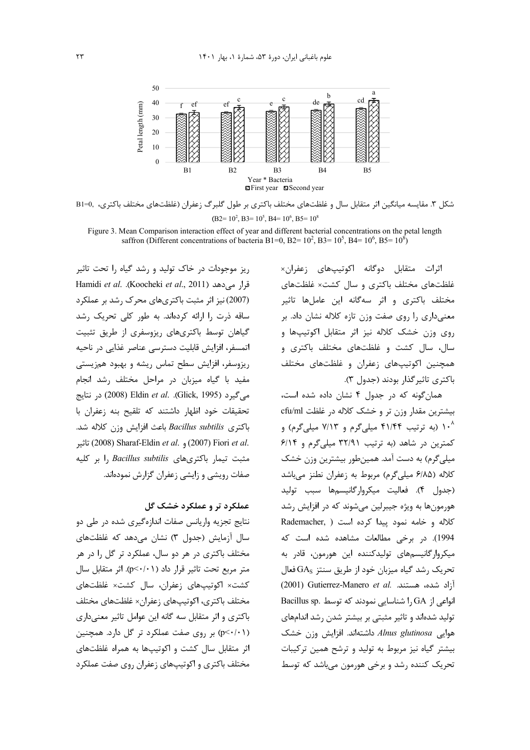شکل ۳. مقایسه میانگین اثر متقابل سال و غلظت‌های مختلف باکتری بر طول گلبرگ زعفران (غلظت‌های مختلف باکتری، B1=0, $(B2=10^2, B3=10^5, B4=10^6, B5=10^8$)

Figure 3. Mean Comparison interaction effect of year and different bacterial concentrations on the petal length saffron (Different concentrations of bacteria B1=0, B2= $10^2$, B3= $10^5$, B4= $10^6$, B5= $10^8$)

اثرات متقابل دوگانه اکوتیپ‌های زعفران× غلظت‌های مختلف باکتری و سال کشت× غلظت‌های مختلف باکتری و اثر سه‌گانه این عامل‌ها تاثیر معنی‌داری را روی صفت وزن تازه کلاله نشان داد. بر روی وزن خشک کلاله نیز اثر متقابل اکوتیپ‌ها و سال، سال کشت و غلظت‌های مختلف باکتری و همچنین اکوتیپ‌های زعفران و غلظت‌های مختلف باکتری تاثیرگذار بودند (جدول ۳).

همان‌گونه که در جدول ۴ نشان داده شده است، بیشترین مقدار وزن تر و خشک کلاله در غلظت cfu/ml $10^8$ (به ترتیب ۴۱/۴۴ میلی‌گرم و ۷/۱۳ میلی‌گرم) و کمترین در شاهد (به ترتیب ۳۲/۹۱ میلی‌گرم و ۶/۱۴ میلی‌گرم) به دست آمد. همین‌طور بیشترین وزن خشک کلاله (۶/۸۵ میلی‌گرم) مربوط به زعفران نطنز می‌باشد (جدول ۴). فعالیت میکروارگانیسم‌ها سبب تولید هورمون‌ها به ویژه جیبرلین می‌شوند که در افزایش رشد کلاله و خامه نمود پیدا کرده است (Rademacher, 1994). در برخی مطالعات مشاهده شده است که میکروارگانیسم‌های تولیدکننده این هورمون، قادر به تحریک رشد گیاه میزبان خود از طریق سنتز $GA_S$ فعال آزاد شده، هستند. Gutierrez-Manero *et al.* (2001) انواعی از GA را شناسایی نمودند که توسط .Bacillus sp تولید شده‌اند و تاثیر مثبتی بر بیشتر شدن رشد اندام‌های هوایی *Alnus glutinosa* داشته‌اند. افزایش وزن خشک بیشتر گیاه نیز مربوط به تولید و ترشح همین ترکیبات تحریک کننده رشد و برخی هورمون می‌باشد که توسط ریز موجودات در خاک تولید و رشد گیاه را تحت تاثیر قرار می‌دهد (Koocheki *et al.*, 2011). Hamidi *et al.* (2007) نیز اثر مثبت باکتری‌های محرک رشد بر عملکرد ساقه ذرت را ارائه کرده‌اند. به طور کلی تحریک رشد گیاهان توسط باکتری‌های ریزوسفری از طریق تثبیت اتمسفر، افزایش قابلیت دسترسی عناصر غذایی در ناحیه ریزوسفر، افزایش سطح تماس ریشه و بهبود هم‌زیستی مفید با گیاه میزبان در مراحل مختلف رشد انجام می‌گیرد (Glick, 1995). Eldin *et al.* (2008) در نتایج تحقیقات خود اظهار داشتند که تلقیح بنه زعفران با باکتری *Bacillus subtilis* باعث افزایش وزن کلاله شد. Fiori *et al.* (2007) و Sharaf-Eldin *et al.* (2008) تاثیر مثبت تیمار باکتری‌های *Bacillus subtilis* را بر کلیه صفات رویشی و زایشی زعفران گزارش نموده‌اند.

## عملکرد تر و عملکرد خشک گل

نتایج تجزیه واریانس صفات اندازه‌گیری شده در طی دو سال آزمایش (جدول ۳) نشان می‌دهد که غلظت‌های مختلف باکتری در هر دو سال، عملکرد تر گل را در هر متر مربع تحت تاثیر قرار داد ($p<0.01$). اثر متقابل سال کشت× اکوتیپ‌های زعفران، سال کشت× غلظت‌های مختلف باکتری، اکوتیپ‌های زعفران× غلظت‌های مختلف باکتری و اثر متقابل سه گانه این عوامل تاثیر معنی‌داری ($p<0.01$) بر روی صفت عملکرد تر گل دارد. همچنین اثر متقابل سال کشت و اکوتیپ‌ها به همراه غلظت‌های مختلف باکتری و اکوتیپ‌های زعفران روی صفت عملکرد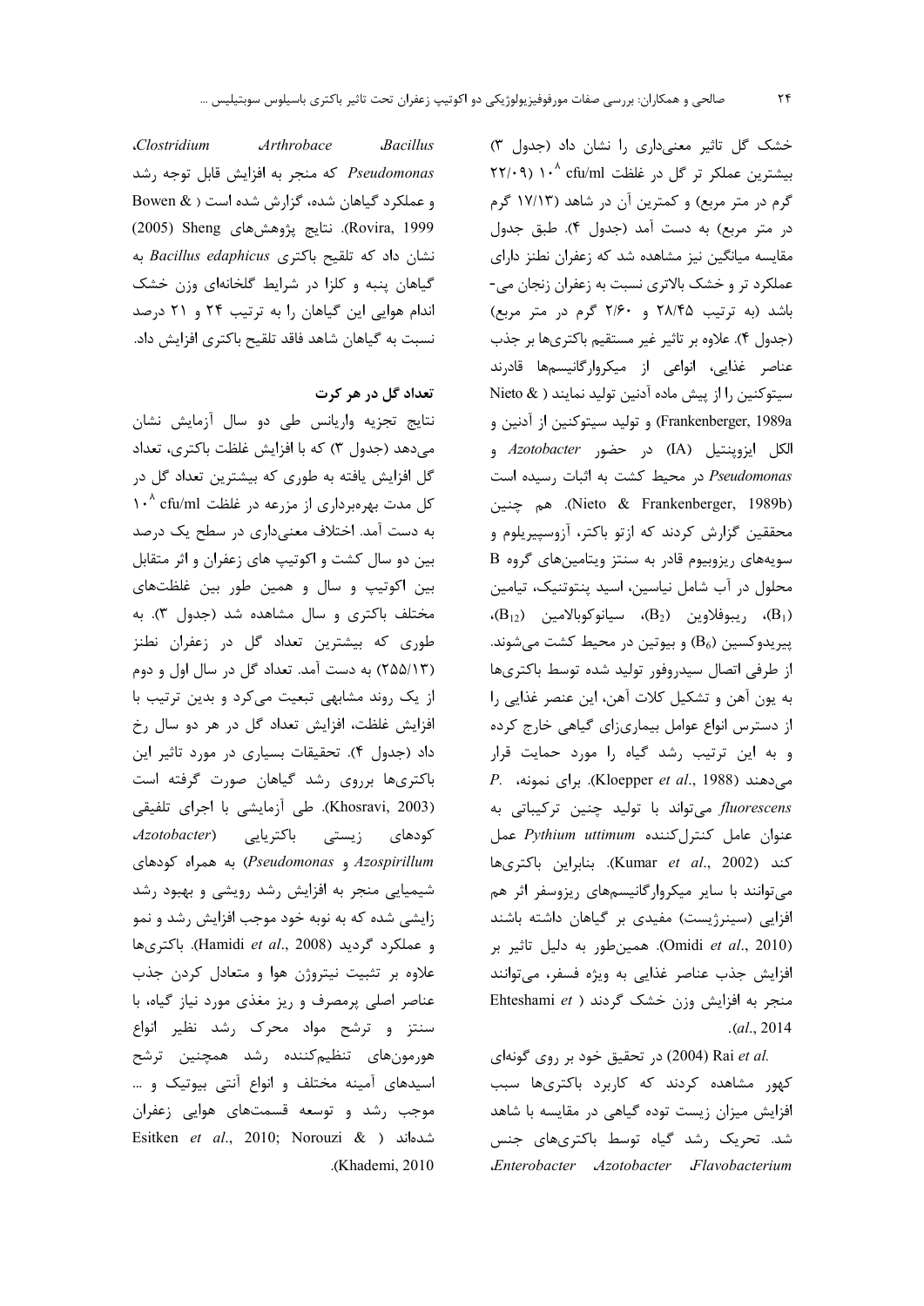خشک گل تاثیر معنی‌داری را نشان داد (جدول ۳) بیشترین عملکرد تر گل در غلظت $10^8$ cfu/ml (۲۲/۰۹ گرم در متر مربع) و کمترین آن در شاهد (۱۷/۱۳ گرم در متر مربع) به دست آمد (جدول ۴). طبق جدول مقایسه میانگین نیز مشاهده شد که زعفران نطنز دارای عملکرد تر و خشک بالاتری نسبت به زعفران زنجان می‌باشد (به ترتیب ۲۸/۴۵ و ۲/۶۰ گرم در متر مربع) (جدول ۴). علاوه بر تاثیر غیر مستقیم باکتری‌ها بر جذب عناصر غذایی، انواعی از میکروارگانیسم‌ها قادرند سیتوکنین را از پیش ماده آدنین تولید نمایند (Nieto & Frankenberger, 1989a) و تولید سیتوکنین از آدنین و الکل ایزوپنتیل (IA) در حضور *Azotobacter* و *Pseudomonas* در محیط کشت به اثبات رسیده است (Nieto & Frankenberger, 1989b). هم چنین محققین گزارش کردند که ازتو باکتر، آزوسپیریلوم و سویه‌های ریزوبیوم قادر به سنتز ویتامین‌های گروه B محلول در آب شامل نیاسین، اسید پنتوتنیک، تیامین ($B_1$)، ریبوفلاوین ($B_2$)، سیانوکوبالامین ($B_{12}$)، پیریدوکسین ($B_6$) و بیوتین در محیط کشت می‌شوند. از طرفی اتصال سیدروفور تولید شده توسط باکتری‌ها به یون آهن و تشکیل کلات آهن، این عنصر غذایی را از دسترس انواع عوامل بیماری‌زای گیاهی خارج کرده و به این ترتیب رشد گیاه را مورد حمایت قرار می‌دهند (Kloepper *et al*., 1988). برای نمونه، *P. fluorescens* می‌تواند با تولید چنین ترکیباتی به عنوان عامل کنترل‌کننده *Pythium uttimum* عمل کند (Kumar *et al*., 2002). بنابراین باکتری‌ها می‌توانند با سایر میکروارگانیسم‌های ریزوسفر اثر هم افزایی (سینرژیست) مفیدی بر گیاهان داشته باشند (Omidi *et al*., 2010). همین‌طور به دلیل تاثیر بر افزایش جذب عناصر غذایی به ویژه فسفر، می‌توانند منجر به افزایش وزن خشک گردند (Ehteshami *et al*., 2014).

Rai *et al.* (2004) در تحقیق خود بر روی گونه‌ای کهور مشاهده کردند که کاربرد باکتری‌ها سبب افزایش میزان زیست توده گیاهی در مقایسه با شاهد شد. تحریک رشد گیاه توسط باکتری‌های جنس *Enterobacter*، *Azotobacter*، *Flavobacterium*، *Clostridium*، *Arthrobace*، *Bacillus*، *Pseudomonas* که منجر به افزایش قابل توجه رشد و عملکرد گیاهان شده، گزارش شده است (Bowen & Rovira, 1999). نتایج پژوهش‌های Sheng (2005) نشان داد که تلقیح باکتری *Bacillus edaphicus* به گیاهان پنبه و کلزا در شرایط گلخانه‌ای وزن خشک اندام هوایی این گیاهان را به ترتیب ۲۴ و ۲۱ درصد نسبت به گیاهان شاهد فاقد تلقیح باکتری افزایش داد.

### تعداد گل در هر کرت

نتایج تجزیه واریانس طی دو سال آزمایش نشان می‌دهد (جدول ۳) که با افزایش غلظت باکتری، تعداد گل افزایش یافته به طوری که بیشترین تعداد گل در کل مدت بهره‌برداری از مزرعه در غلظت $10^8$ cfu/ml به دست آمد. اختلاف معنی‌داری در سطح یک درصد بین دو سال کشت و اکوتیپ های زعفران و اثر متقابل بین اکوتیپ و سال و همین طور بین غلظت‌های مختلف باکتری و سال مشاهده شد (جدول ۳). به طوری که بیشترین تعداد گل در زعفران نطنز (۲۵۵/۱۳) به دست آمد. تعداد گل در سال اول و دوم از یک روند مشابهی تبعیت می‌کرد و بدین ترتیب با افزایش غلظت، افزایش تعداد گل در هر دو سال رخ داد (جدول ۴). تحقیقات بسیاری در مورد تاثیر این باکتری‌ها برروی رشد گیاهان صورت گرفته است (Khosravi, 2003). طی آزمایشی با اجرای تلفیقی کودهای زیستی باکتریایی (*Azotobacter*، *Azospirillum* و *Pseudomonas*) به همراه کودهای شیمیایی منجر به افزایش رشد رویشی و بهبود رشد زایشی شده که به نوبه خود موجب افزایش رشد و نمو و عملکرد گردید (Hamidi *et al*., 2008). باکتری‌ها علاوه بر تثبیت نیتروژن هوا و متعادل کردن جذب عناصر اصلی پرمصرف و ریز مغذی مورد نیاز گیاه، با سنتز و ترشح مواد محرک رشد نظیر انواع هورمون‌های تنظیم‌کننده رشد همچنین ترشح اسیدهای آمینه مختلف و انواع آنتی بیوتیک و ... موجب رشد و توسعه قسمت‌های هوایی زعفران شده‌اند (Esitken *et al*., 2010; Norouzi & Khademi, 2010).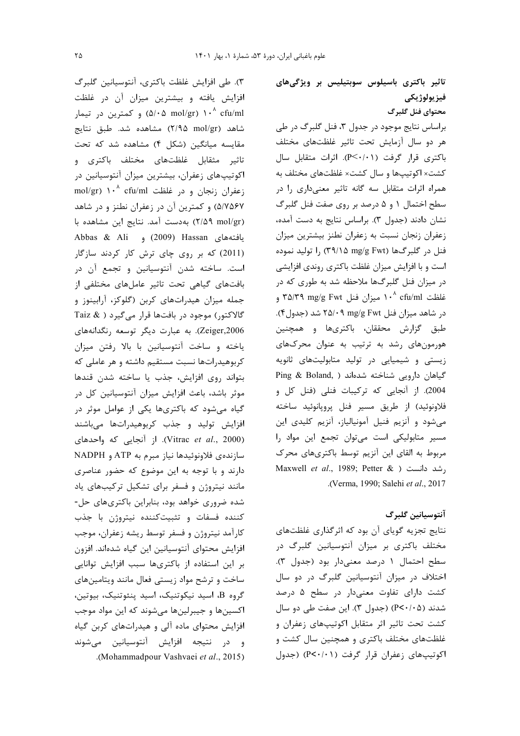**تاثیر باکتری باسیلوس سوبتیلیس بر ویژگی‌های فیزیولوژیکی**

**محتوای فنل گلبرگ**

براساس نتایج موجود در جدول ۳، فنل گلبرگ در طی هر دو سال آزمایش تحت تاثیر غلظت‌های مختلف باکتری قرار گرفت (P<۰/۰۱). اثرات متقابل سال کشت× اکوتیپ‌ها و سال کشت× غلظت‌های مختلف به همراه اثرات متقابل سه گانه تاثیر معنی‌داری را در سطح احتمال ۱ و ۵ درصد بر روی صفت فنل گلبرگ نشان دادند (جدول ۳). براساس نتایج به دست آمده، زعفران زنجان نسبت به زعفران نطنز بیشترین میزان فنل در گلبرگ‌ها (۳۹/۱۵ mg/g Fwt) را تولید نموده است و با افزایش میزان غلظت باکتری روندی افزایشی در میزان فنل گلبرگ‌ها ملاحظه شد به طوری که در غلظت $10^{8}$ cfu/ml میزان فنل ۳۵/۳۹ mg/g Fwt و در شاهد میزان فنل ۲۵/۰۹ mg/g Fwt شد (جدول۴). طبق گزارش محققان، باکتری‌ها و همچنین هورمون‌های رشد به ترتیب به عنوان محرک‌های زیستی و شیمیایی در تولید متابولیت‌های ثانویه گیاهان دارویی شناخته شده‌اند (Ping & Boland, 2004). از آنجایی که ترکیبات فنلی (فنل کل و فلاونوئید) از طریق مسیر فنل پروپانوئید ساخته می‌شود و آنزیم فنیل آمونیالیاز، آنزیم کلیدی این مسیر متابولیکی است می‌توان تجمع این مواد را مربوط به القای این آنزیم توسط باکتری‌های محرک رشد دانست (Maxwell *et al*., 1989; Petter & Verma, 1990; Salehi *et al*., 2017).

**آنتوسیانین گلبرگ**

نتایج تجزیه گویای آن بود که اثرگذاری غلظت‌های مختلف باکتری بر میزان آنتوسیانین گلبرگ در سطح احتمال ۱ درصد معنی‌دار بود (جدول ۳). اختلاف در میزان آنتوسیانین گلبرگ در دو سال کشت دارای تفاوت معنی‌دار در سطح ۵ درصد شدند (P<۰/۰۵) (جدول ۳). این صفت طی دو سال کشت تحت تاثیر اثر متقابل اکوتیپ‌های زعفران و غلظت‌های مختلف باکتری و همچنین سال کشت و اکوتیپ‌های زعفران قرار گرفت (P<۰/۰۱) (جدول ۳). طی افزایش غلظت باکتری، آنتوسیانین گلبرگ افزایش یافته و بیشترین میزان آن در غلظت $10^{8}$ cfu/ml (۵/۰۵ mol/gr) و کمترین در تیمار شاهد (۲/۹۵ mol/gr) مشاهده شد. طبق نتایج مقایسه میانگین (شکل ۴) مشاهده شد که تحت تاثیر متقابل غلظت‌های مختلف باکتری و اکوتیپ‌های زعفران، بیشترین میزان آنتوسیانین در زعفران زنجان و در غلظت $10^{8}$ cfu/ml (mol/gr ۵/۷۵۶۷) و کمترین آن در زعفران نطنز و در شاهد (۲/۵۹ mol/gr) به‌دست آمد. نتایج این مشاهده با یافته‌های Hassan (2009) و Abbas & Ali (2011) که بر روی چای ترش کار کردند سازگار است. ساخته شدن آنتوسیانین و تجمع آن در بافت‌های گیاهی تحت تاثیر عامل‌های مختلفی از جمله میزان هیدرات‌های کربن (گلوکز، آرابینوز و گالاکتوز) موجود در بافت‌ها قرار می‌گیرد (Taiz & Zeiger,2006). به عبارت دیگر توسعه رنگدانه‌های یاخته و ساخت آنتوسیانین با بالا رفتن میزان کربوهیدرات‌ها نسبت مستقیم داشته و هر عاملی که بتواند روی افزایش، جذب یا ساخته شدن قندها موثر باشد، باعث افزایش میزان آنتوسیانین کل در گیاه می‌شود که باکتری‌ها یکی از عوامل موثر در افزایش تولید و جذب کربوهیدرات‌ها می‌باشند (Vitrac *et al*., 2000). از آنجایی که واحدهای سازنده‌ی فلاونوئیدها نیاز مبرم به ATP و NADPH دارند و با توجه به این موضوع که حضور عناصری مانند نیتروژن و فسفر برای تشکیل ترکیب‌های یاد شده ضروری خواهد بود، بنابراین باکتری‌های حل-کننده فسفات و تثبیت‌کننده نیتروژن با جذب کارآمد نیتروژن و فسفر توسط ریشه زعفران، موجب افزایش محتوای آنتوسیانین این گیاه شده‌اند. افزون بر این استفاده از باکتری‌ها سبب افزایش توانایی ساخت و ترشح مواد زیستی فعال مانند ویتامین‌های گروه B، اسید نیکوتنیک، اسید پنتوتنیک، بیوتین، اکسین‌ها و جیبرلین‌ها می‌شوند که این مواد موجب افزایش محتوای ماده آلی و هیدرات‌های کربن گیاه و در نتیجه افزایش آنتوسیانین می‌شوند (Mohammadpour Vashvaei *et al*., 2015).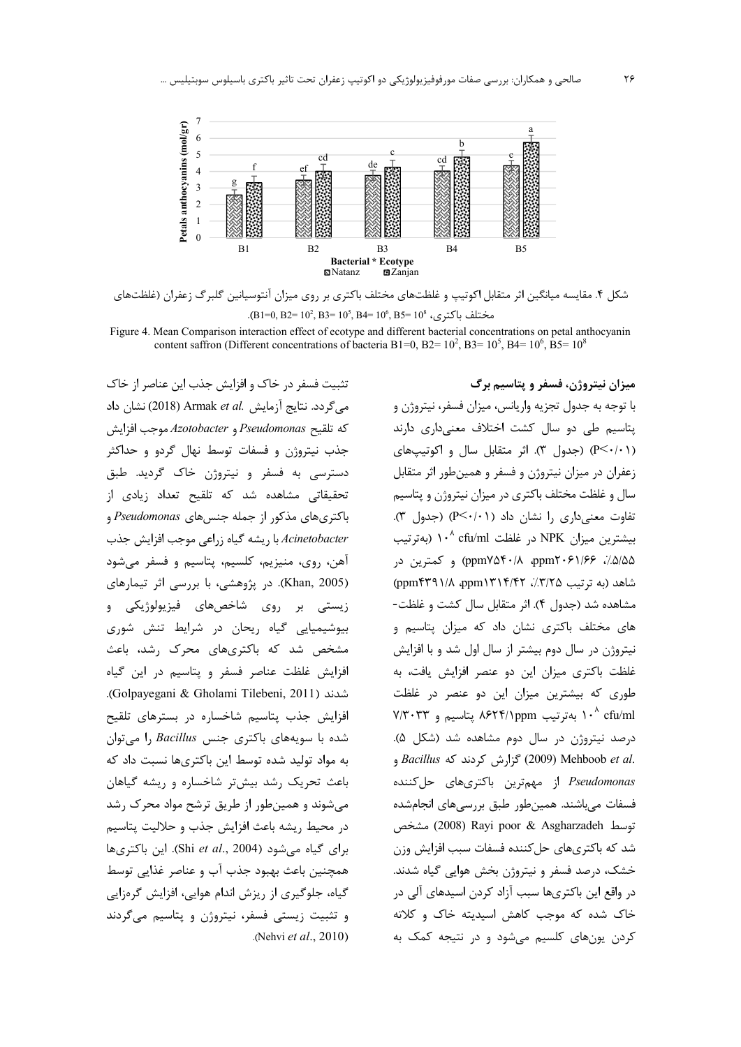شکل ۴. مقایسه میانگین اثر متقابل اکوتیپ و غلظت‌های مختلف باکتری بر روی میزان آنتوسیانین گلبرگ زعفران (غلظت‌های مختلف باکتری، $B1=0, B2=10^2, B3=10^5, B4=10^6, B5=10^8$).

Figure 4. Mean Comparison interaction effect of ecotype and different bacterial concentrations on petal anthocyanin content saffron (Different concentrations of bacteria $B1=0$, $B2=10^2$, $B3=10^5$, $B4=10^6$, $B5=10^8$

### میزان نیتروژن، فسفر و پتاسیم برگ

با توجه به جدول تجزیه واریانس، میزان فسفر، نیتروژن و پتاسیم طی دو سال کشت اختلاف معنی‌داری دارند ($P<0/01$) (جدول ۳). اثر متقابل سال و اکوتیپ‌های زعفران در میزان نیتروژن و فسفر و همین‌طور اثر متقابل سال و غلظت مختلف باکتری در میزان نیتروژن و پتاسیم تفاوت معنی‌داری را نشان داد ($P<0/01$) (جدول ۳). بیشترین میزان NPK در غلظت $10^8$ cfu/ml (به‌ترتیب ۵/۵۵٪، ppm۲۰۶۱/۶۶، ppm۷۵۴۰/۸) و کمترین در شاهد (به ترتیب ۳/۲۵٪، ppm۱۳۱۴/۴۲، ppm۴۳۹۱/۸) مشاهده شد (جدول ۴). اثر متقابل سال کشت و غلظت‌های مختلف باکتری نشان داد که میزان پتاسیم و نیتروژن در سال دوم بیشتر از سال اول شد و با افزایش غلظت باکتری میزان این دو عنصر افزایش یافت، به طوری که بیشترین میزان این دو عنصر در غلظت $10^8$ cfu/ml به‌ترتیب ۸۶۲۴/۱ppm پتاسیم و ۷/۳۰۳۳ درصد نیتروژن در سال دوم مشاهده شد (شکل ۵). Mehboob *et al.* (2009) گزارش کردند که *Bacillus* و *Pseudomonas* از مهم‌ترین باکتری‌های حل‌کننده فسفات می‌باشند. همین‌طور طبق بررسی‌های انجام‌شده توسط Rayi poor & Asgharzadeh (2008) مشخص شد که باکتری‌های حل‌کننده فسفات سبب افزایش وزن خشک، درصد فسفر و نیتروژن بخش هوایی گیاه شدند. در واقع این باکتری‌ها سبب آزاد کردن اسیدهای آلی در خاک شده که موجب کاهش اسیدیته خاک و کلاته کردن یون‌های کلسیم می‌شود و در نتیجه کمک به تثبیت فسفر در خاک و افزایش جذب این عناصر از خاک می‌گردد. نتایج آزمایش Armak *et al.* (2018) نشان داد که تلقیح *Pseudomonas* و *Azotobacter* موجب افزایش جذب نیتروژن و فسفات توسط نهال گردو و حداکثر دسترسی به فسفر و نیتروژن خاک گردید. طبق تحقیقاتی مشاهده شد که تلقیح تعداد زیادی از باکتری‌های مذکور از جمله جنس‌های *Pseudomonas* و *Acinetobacter* با ریشه گیاه زراعی موجب افزایش جذب آهن، روی، منیزیم، کلسیم، پتاسیم و فسفر می‌شود (Khan, 2005). در پژوهشی، با بررسی اثر تیمارهای زیستی بر روی شاخص‌های فیزیولوژیکی و بیوشیمیایی گیاه ریحان در شرایط تنش شوری مشخص شد که باکتری‌های محرک رشد، باعث افزایش غلظت عناصر فسفر و پتاسیم در این گیاه شدند (Golpayegani & Gholami Tilebeni, 2011). افزایش جذب پتاسیم شاخساره در بسترهای تلقیح شده با سویه‌های باکتری جنس *Bacillus* را می‌توان به مواد تولید شده توسط این باکتری‌ها نسبت داد که باعث تحریک رشد بیش‌تر شاخساره و ریشه گیاهان می‌شوند و همین‌طور از طریق ترشح مواد محرک رشد در محیط ریشه باعث افزایش جذب و حلالیت پتاسیم برای گیاه می‌شود (Shi *et al.*, 2004). این باکتری‌ها همچنین باعث بهبود جذب آب و عناصر غذایی توسط گیاه، جلوگیری از ریزش اندام هوایی، افزایش گره‌زایی و تثبیت زیستی فسفر، نیتروژن و پتاسیم می‌گردند (Nehvi *et al.*, 2010).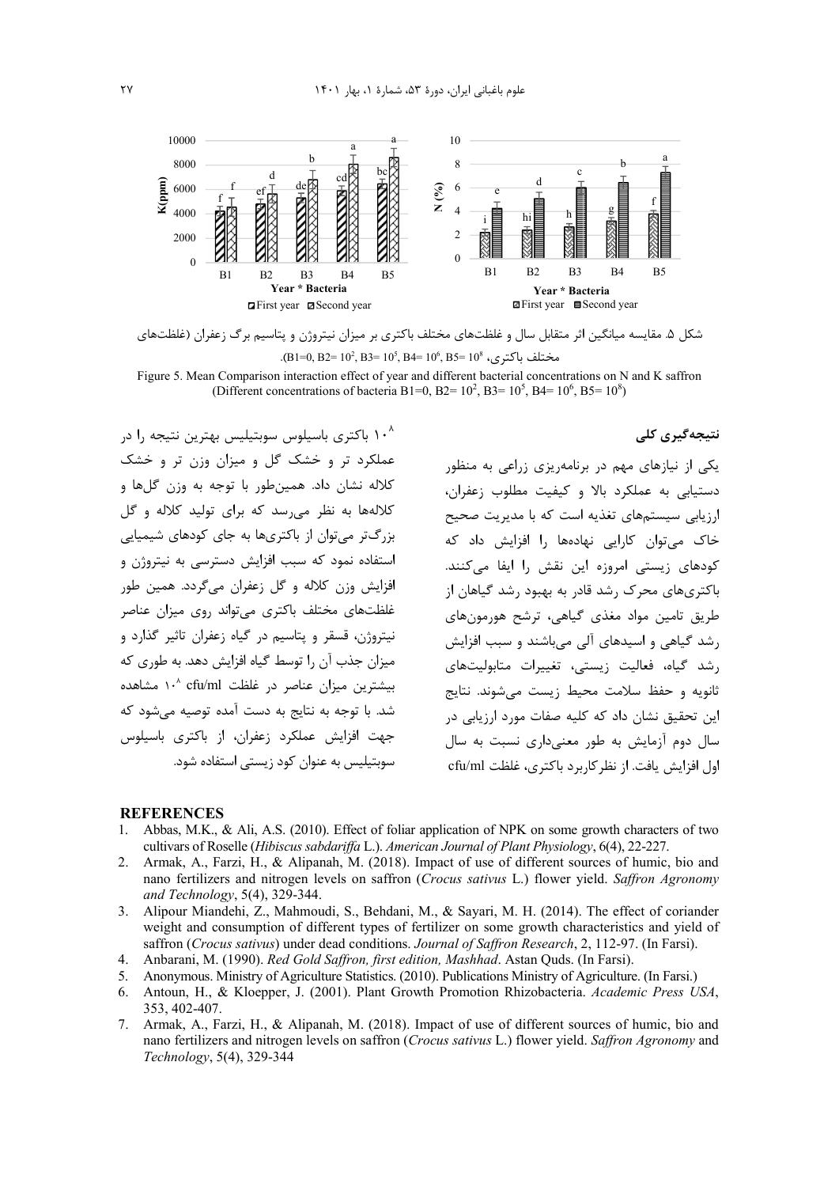شکل ۵. مقایسه میانگین اثر متقابل سال و غلظت‌های مختلف باکتری بر میزان نیتروژن و پتاسیم برگ زعفران (غلظت‌های مختلف باکتری، ($B1=0$, $B2=10^2$, $B3=10^5$, $B4=10^6$, $B5=10^8$).

Figure 5. Mean Comparison interaction effect of year and different bacterial concentrations on N and K saffron (Different concentrations of bacteria $B1=0$, $B2=10^2$, $B3=10^5$, $B4=10^6$, $B5=10^8$)

## نتیجه‌گیری کلی

یکی از نیازهای مهم در برنامه‌ریزی زراعی به منظور دستیابی به عملکرد بالا و کیفیت مطلوب زعفران، ارزیابی سیستم‌های تغذیه است که با مدیریت صحیح خاک می‌توان کارایی نهاده‌ها را افزایش داد که کودهای زیستی امروزه این نقش را ایفا می‌کنند. باکتری‌های محرک رشد قادر به بهبود رشد گیاهان از طریق تامین مواد مغذی گیاهی، ترشح هورمون‌های رشد گیاهی و اسیدهای آلی می‌باشند و سبب افزایش رشد گیاه، فعالیت زیستی، تغییرات متابولیت‌های ثانویه و حفظ سلامت محیط زیست می‌شوند. نتایج این تحقیق نشان داد که کلیه صفات مورد ارزیابی در سال دوم آزمایش به طور معنی‌داری نسبت به سال اول افزایش یافت. از نظرکاربرد باکتری، غلظت cfu/ml $10^8$ باکتری باسیلوس سوبتیلیس بهترین نتیجه را در عملکرد تر و خشک گل و میزان وزن تر و خشک کلاله نشان داد. همین‌طور با توجه به وزن گل‌ها و کلاله‌ها به نظر می‌رسد که برای تولید کلاله و گل بزرگ‌تر می‌توان از باکتری‌ها به جای کودهای شیمیایی استفاده نمود که سبب افزایش دسترسی به نیتروژن و افزایش وزن کلاله و گل زعفران می‌گردد. همین طور غلظت‌های مختلف باکتری می‌تواند روی میزان عناصر نیتروژن، فسفر و پتاسیم در گیاه زعفران تاثیر گذارد و میزان جذب آن را توسط گیاه افزایش دهد. به طوری که بیشترین میزان عناصر در غلظت cfu/ml $10^8$ مشاهده شد. با توجه به نتایج به دست آمده توصیه می‌شود که جهت افزایش عملکرد زعفران، از باکتری باسیلوس سوبتیلیس به عنوان کود زیستی استفاده شود.

## REFERENCES

1. Abbas, M.K., & Ali, A.S. (2010). Effect of foliar application of NPK on some growth characters of two cultivars of Roselle (*Hibiscus sabdariffa* L.). *American Journal of Plant Physiology*, 6(4), 22-227.
2. Armak, A., Farzi, H., & Alipanah, M. (2018). Impact of use of different sources of humic, bio and nano fertilizers and nitrogen levels on saffron (*Crocus sativus* L.) flower yield. *Saffron Agronomy and Technology*, 5(4), 329-344.
3. Alipour Miandehi, Z., Mahmoudi, S., Behdani, M., & Sayari, M. H. (2014). The effect of coriander weight and consumption of different types of fertilizer on some growth characteristics and yield of saffron (*Crocus sativus*) under dead conditions. *Journal of Saffron Research*, 2, 112-97. (In Farsi).
4. Anbarani, M. (1990). *Red Gold Saffron, first edition, Mashhad*. Astan Quds. (In Farsi).
5. Anonymous. Ministry of Agriculture Statistics. (2010). Publications Ministry of Agriculture. (In Farsi.)
6. Antoun, H., & Kloepper, J. (2001). Plant Growth Promotion Rhizobacteria. *Academic Press USA*, 353, 402-407.
7. Armak, A., Farzi, H., & Alipanah, M. (2018). Impact of use of different sources of humic, bio and nano fertilizers and nitrogen levels on saffron (*Crocus sativus* L.) flower yield. *Saffron Agronomy* and *Technology*, 5(4), 329-344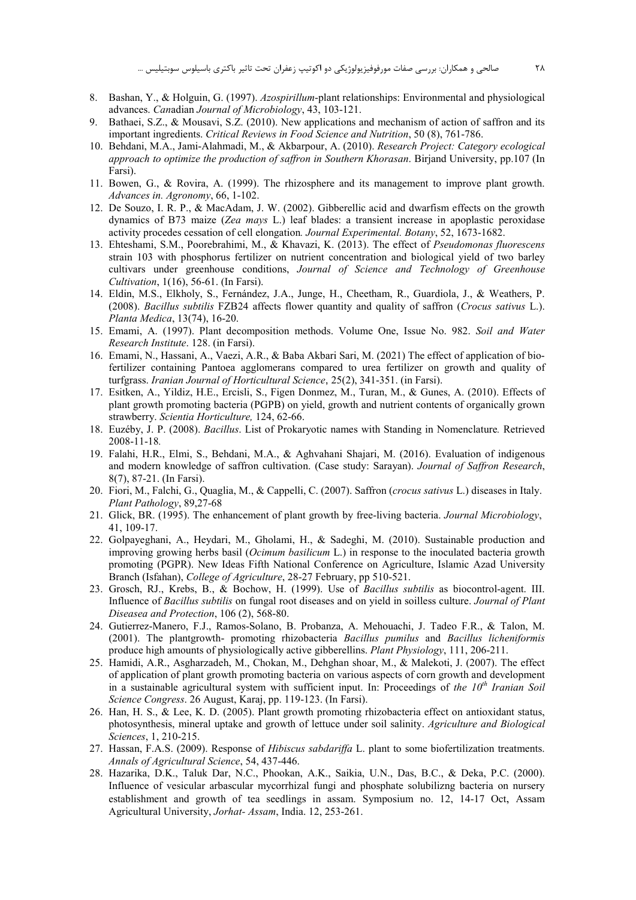8. Bashan, Y., & Holguin, G. (1997). *Azospirillum*-plant relationships: Environmental and physiological advances. *Can*adian *Journal of Microbiology*, 43, 103-121.
9. Bathaei, S.Z., & Mousavi, S.Z. (2010). New applications and mechanism of action of saffron and its important ingredients. *Critical Reviews in Food Science and Nutrition*, 50 (8), 761-786.
10. Behdani, M.A., Jami-Alahmadi, M., & Akbarpour, A. (2010). *Research Project: Category ecological approach to optimize the production of saffron in Southern Khorasan*. Birjand University, pp.107 (In Farsi).
11. Bowen, G., & Rovira, A. (1999). The rhizosphere and its management to improve plant growth. *Advances in. Agronomy*, 66, 1-102.
12. De Souzo, I. R. P., & MacAdam, J. W. (2002). Gibberellic acid and dwarfism effects on the growth dynamics of B73 maize (*Zea mays* L.) leaf blades: a transient increase in apoplastic peroxidase activity procedes cessation of cell elongation*. Journal Experimental. Botany*, 52, 1673-1682.
13. Ehteshami, S.M., Poorebrahimi, M., & Khavazi, K. (2013). The effect of *Pseudomonas fluorescens* strain 103 with phosphorus fertilizer on nutrient concentration and biological yield of two barley cultivars under greenhouse conditions, *Journal of Science and Technology of Greenhouse Cultivation*, 1(16), 56-61. (In Farsi).
14. Eldin, M.S., Elkholy, S., Fernández, J.A., Junge, H., Cheetham, R., Guardiola, J., & Weathers, P. (2008). *Bacillus subtilis* FZB24 affects flower quantity and quality of saffron (*Crocus sativus* L.). *Planta Medica*, 13(74), 16-20.
15. Emami, A. (1997). Plant decomposition methods. Volume One, Issue No. 982. *Soil and Water Research Institute*. 128. (in Farsi).
16. Emami, N., Hassani, A., Vaezi, A.R., & Baba Akbari Sari, M. (2021) The effect of application of bio-fertilizer containing Pantoea agglomerans compared to urea fertilizer on growth and quality of turfgrass. *Iranian Journal of Horticultural Science*, 25(2), 341-351. (in Farsi).
17. Esitken, A., Yildiz, H.E., Ercisli, S., Figen Donmez, M., Turan, M., & Gunes, A. (2010). Effects of plant growth promoting bacteria (PGPB) on yield, growth and nutrient contents of organically grown strawberry. *Scientia Horticulture,* 124, 62-66.
18. Euzéby, J. P. (2008). *Bacillus*. List of Prokaryotic names with Standing in Nomenclature*.* Retrieved 2008-11-18*.*
19. Falahi, H.R., Elmi, S., Behdani, M.A., & Aghvahani Shajari, M. (2016). Evaluation of indigenous and modern knowledge of saffron cultivation. (Case study: Sarayan). *Journal of Saffron Research*, 8(7), 87-21. (In Farsi).
20. Fiori, M., Falchi, G., Quaglia, M., & Cappelli, C. (2007). Saffron (*crocus sativus* L.) diseases in Italy. *Plant Pathology*, 89,27-68
21. Glick, BR. (1995). The enhancement of plant growth by free-living bacteria. *Journal Microbiology*, 41, 109-17.
22. Golpayeghani, A., Heydari, M., Gholami, H., & Sadeghi, M. (2010). Sustainable production and improving growing herbs basil (*Ocimum basilicum* L.) in response to the inoculated bacteria growth promoting (PGPR). New Ideas Fifth National Conference on Agriculture, Islamic Azad University Branch (Isfahan), *College of Agriculture*, 28-27 February, pp 510-521.
23. Grosch, RJ., Krebs, B., & Bochow, H. (1999). Use of *Bacillus subtilis* as biocontrol-agent. III. Influence of *Bacillus subtilis* on fungal root diseases and on yield in soilless culture. *Journal of Plant Diseasea and Protection*, 106 (2), 568-80.
24. Gutierrez-Manero, F.J., Ramos-Solano, B. Probanza, A. Mehouachi, J. Tadeo F.R., & Talon, M. (2001). The plantgrowth- promoting rhizobacteria *Bacillus pumilus* and *Bacillus licheniformis* produce high amounts of physiologically active gibberellins. *Plant Physiology*, 111, 206-211.
25. Hamidi, A.R., Asgharzadeh, M., Chokan, M., Dehghan shoar, M., & Malekoti, J. (2007). The effect of application of plant growth promoting bacteria on various aspects of corn growth and development in a sustainable agricultural system with sufficient input. In: Proceedings of *the 10th Iranian Soil Science Congress*. 26 August, Karaj, pp. 119-123. (In Farsi).
26. Han, H. S., & Lee, K. D. (2005). Plant growth promoting rhizobacteria effect on antioxidant status, photosynthesis, mineral uptake and growth of lettuce under soil salinity. *Agriculture and Biological Sciences*, 1, 210-215.
27. Hassan, F.A.S. (2009). Response of *Hibiscus sabdariffa* L. plant to some biofertilization treatments. *Annals of Agricultural Science*, 54, 437-446.
28. Hazarika, D.K., Taluk Dar, N.C., Phookan, A.K., Saikia, U.N., Das, B.C., & Deka, P.C. (2000). Influence of vesicular arbascular mycorrhizal fungi and phosphate solubilizng bacteria on nursery establishment and growth of tea seedlings in assam. Symposium no. 12, 14-17 Oct, Assam Agricultural University, *Jorhat- Assam*, India. 12, 253-261.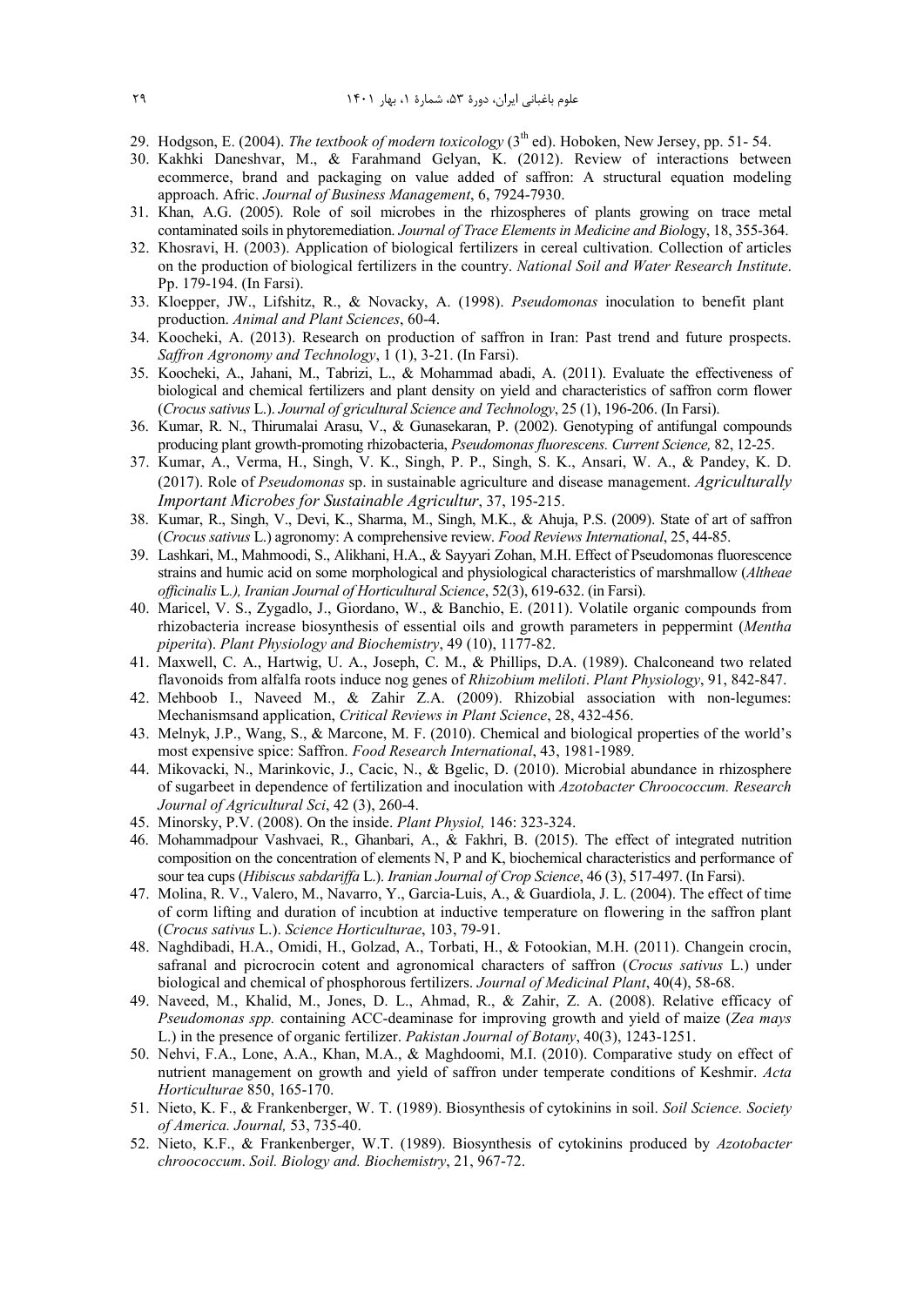29. Hodgson, E. (2004). *The textbook of modern toxicology* (3th ed). Hoboken, New Jersey, pp. 51- 54.
30. Kakhki Daneshvar, M., & Farahmand Gelyan, K. (2012). Review of interactions between ecommerce, brand and packaging on value added of saffron: A structural equation modeling approach. Afric. *Journal of Business Management*, 6, 7924-7930.
31. Khan, A.G. (2005). Role of soil microbes in the rhizospheres of plants growing on trace metal contaminated soils in phytoremediation. *Journal of Trace Elements in Medicine and Biol*ogy, 18, 355-364.
32. Khosravi, H. (2003). Application of biological fertilizers in cereal cultivation. Collection of articles on the production of biological fertilizers in the country. *National Soil and Water Research Institute*. Pp. 179-194. (In Farsi).
33. Kloepper, JW., Lifshitz, R., & Novacky, A. (1998). *Pseudomonas* inoculation to benefit plant production. *Animal and Plant Sciences*, 60-4.
34. Koocheki, A. (2013). Research on production of saffron in Iran: Past trend and future prospects. *Saffron Agronomy and Technology*, 1 (1), 3-21. (In Farsi).
35. Koocheki, A., Jahani, M., Tabrizi, L., & Mohammad abadi, A. (2011). Evaluate the effectiveness of biological and chemical fertilizers and plant density on yield and characteristics of saffron corm flower (*Crocus sativus* L.). *Journal of gricultural Science and Technology*, 25 (1), 196-206. (In Farsi).
36. Kumar, R. N., Thirumalai Arasu, V., & Gunasekaran, P. (2002). Genotyping of antifungal compounds producing plant growth-promoting rhizobacteria, *Pseudomonas fluorescens. Current Science,* 82, 12-25.
37. Kumar, A., Verma, H., Singh, V. K., Singh, P. P., Singh, S. K., Ansari, W. A., & Pandey, K. D. (2017). Role of *Pseudomonas* sp. in sustainable agriculture and disease management. *Agriculturally Important Microbes for Sustainable Agricultur*, 37, 195-215.
38. Kumar, R., Singh, V., Devi, K., Sharma, M., Singh, M.K., & Ahuja, P.S. (2009). State of art of saffron (*Crocus sativus* L.) agronomy: A comprehensive review. *Food Reviews International*, 25, 44-85.
39. Lashkari, M., Mahmoodi, S., Alikhani, H.A., & Sayyari Zohan, M.H. Effect of Pseudomonas fluorescence strains and humic acid on some morphological and physiological characteristics of marshmallow (*Altheae officinalis* L*.), Iranian Journal of Horticultural Science*, 52(3), 619-632. (in Farsi).
40. Maricel, V. S., Zygadlo, J., Giordano, W., & Banchio, E. (2011). Volatile organic compounds from rhizobacteria increase biosynthesis of essential oils and growth parameters in peppermint (*Mentha piperita*). *Plant Physiology and Biochemistry*, 49 (10), 1177-82.
41. Maxwell, C. A., Hartwig, U. A., Joseph, C. M., & Phillips, D.A. (1989). Chalconeand two related flavonoids from alfalfa roots induce nog genes of *Rhizobium meliloti*. *Plant Physiology*, 91, 842-847.
42. Mehboob I., Naveed M., & Zahir Z.A. (2009). Rhizobial association with non-legumes: Mechanismsand application, *Critical Reviews in Plant Science*, 28, 432-456.
43. Melnyk, J.P., Wang, S., & Marcone, M. F. (2010). Chemical and biological properties of the world's most expensive spice: Saffron. *Food Research International*, 43, 1981-1989.
44. Mikovacki, N., Marinkovic, J., Cacic, N., & Bgelic, D. (2010). Microbial abundance in rhizosphere of sugarbeet in dependence of fertilization and inoculation with *Azotobacter Chroococcum. Research Journal of Agricultural Sci*, 42 (3), 260-4.
45. Minorsky, P.V. (2008). On the inside. *Plant Physiol,* 146: 323-324.
46. Mohammadpour Vashvaei, R., Ghanbari, A., & Fakhri, B. (2015). The effect of integrated nutrition composition on the concentration of elements N, P and K, biochemical characteristics and performance of sour tea cups (*Hibiscus sabdariffa* L.). *Iranian Journal of Crop Science*, 46 (3), 517-497. (In Farsi).
47. Molina, R. V., Valero, M., Navarro, Y., Garcia-Luis, A., & Guardiola, J. L. (2004). The effect of time of corm lifting and duration of incubtion at inductive temperature on flowering in the saffron plant (*Crocus sativus* L.). *Science Horticulturae*, 103, 79-91.
48. Naghdibadi, H.A., Omidi, H., Golzad, A., Torbati, H., & Fotookian, M.H. (2011). Changein crocin, safranal and picrocrocin cotent and agronomical characters of saffron (*Crocus sativus* L.) under biological and chemical of phosphorous fertilizers. *Journal of Medicinal Plant*, 40(4), 58-68.
49. Naveed, M., Khalid, M., Jones, D. L., Ahmad, R., & Zahir, Z. A. (2008). Relative efficacy of *Pseudomonas spp.* containing ACC-deaminase for improving growth and yield of maize (*Zea mays* L.) in the presence of organic fertilizer. *Pakistan Journal of Botany*, 40(3), 1243-1251.
50. Nehvi, F.A., Lone, A.A., Khan, M.A., & Maghdoomi, M.I. (2010). Comparative study on effect of nutrient management on growth and yield of saffron under temperate conditions of Keshmir. *Acta Horticulturae* 850, 165-170.
51. Nieto, K. F., & Frankenberger, W. T. (1989). Biosynthesis of cytokinins in soil. *Soil Science. Society of America. Journal,* 53, 735-40.
52. Nieto, K.F., & Frankenberger, W.T. (1989). Biosynthesis of cytokinins produced by *Azotobacter chroococcum*. *Soil. Biology and. Biochemistry*, 21, 967-72.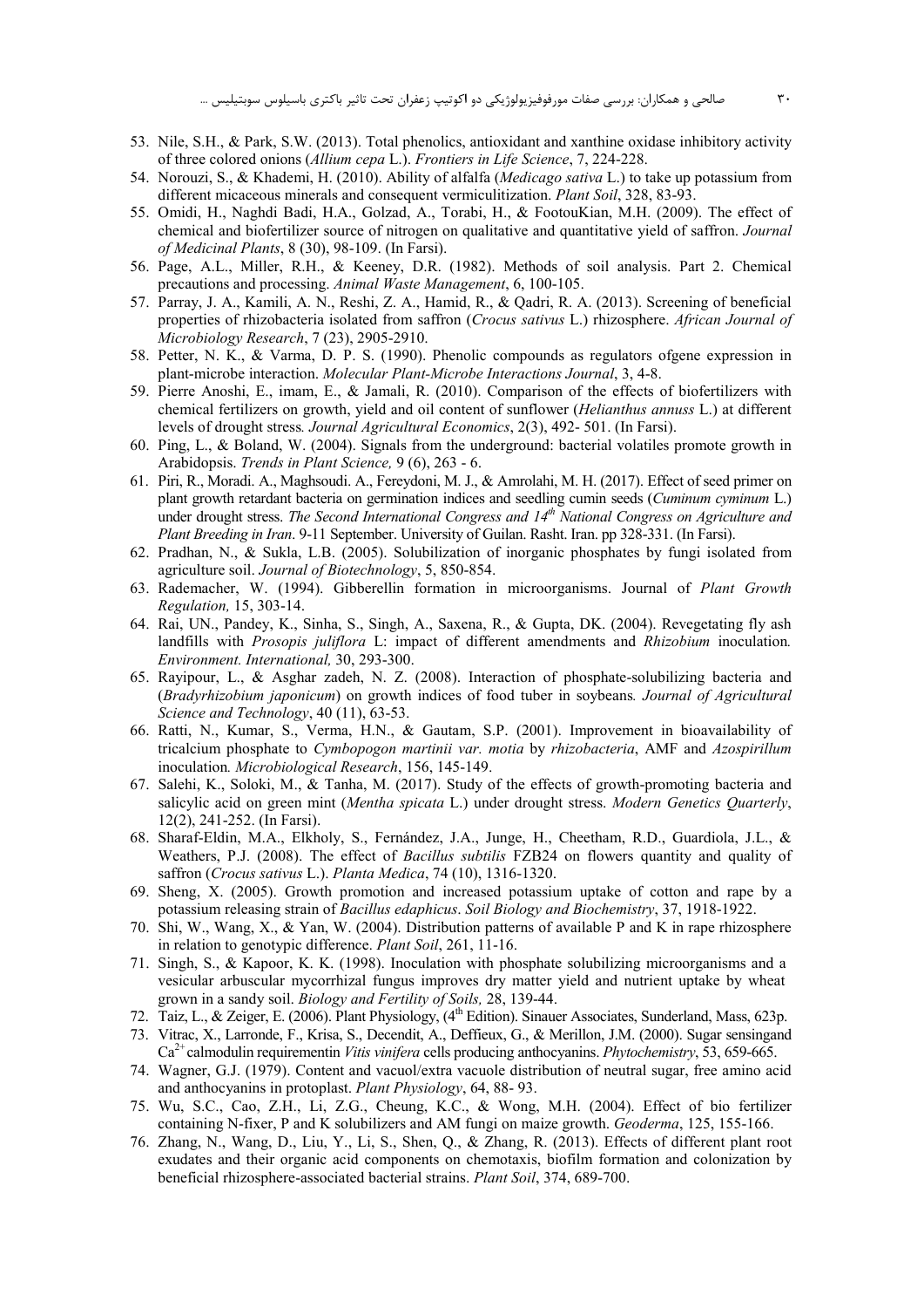53. Nile, S.H., & Park, S.W. (2013). Total phenolics, antioxidant and xanthine oxidase inhibitory activity of three colored onions (*Allium cepa* L.). *Frontiers in Life Science*, 7, 224-228.
54. Norouzi, S., & Khademi, H. (2010). Ability of alfalfa (*Medicago sativa* L.) to take up potassium from different micaceous minerals and consequent vermiculitization. *Plant Soil*, 328, 83-93.
55. Omidi, H., Naghdi Badi, H.A., Golzad, A., Torabi, H., & FootouKian, M.H. (2009). The effect of chemical and biofertilizer source of nitrogen on qualitative and quantitative yield of saffron. *Journal of Medicinal Plants*, 8 (30), 98-109. (In Farsi).
56. Page, A.L., Miller, R.H., & Keeney, D.R. (1982). Methods of soil analysis. Part 2. Chemical precautions and processing. *Animal Waste Management*, 6, 100-105.
57. Parray, J. A., Kamili, A. N., Reshi, Z. A., Hamid, R., & Qadri, R. A. (2013). Screening of beneficial properties of rhizobacteria isolated from saffron (*Crocus sativus* L.) rhizosphere. *African Journal of Microbiology Research*, 7 (23), 2905-2910.
58. Petter, N. K., & Varma, D. P. S. (1990). Phenolic compounds as regulators ofgene expression in plant-microbe interaction. *Molecular Plant-Microbe Interactions Journal*, 3, 4-8.
59. Pierre Anoshi, E., imam, E., & Jamali, R. (2010). Comparison of the effects of biofertilizers with chemical fertilizers on growth, yield and oil content of sunflower (*Helianthus annuss* L.) at different levels of drought stress*. Journal Agricultural Economics*, 2(3), 492- 501. (In Farsi).
60. Ping, L., & Boland, W. (2004). Signals from the underground: bacterial volatiles promote growth in Arabidopsis. *Trends in Plant Science,* 9 (6), 263 - 6.
61. Piri, R., Moradi. A., Maghsoudi. A., Fereydoni, M. J., & Amrolahi, M. H. (2017). Effect of seed primer on plant growth retardant bacteria on germination indices and seedling cumin seeds (*Cuminum cyminum* L.) under drought stress. *The Second International Congress and 14th National Congress on Agriculture and Plant Breeding in Iran*. 9-11 September. University of Guilan. Rasht. Iran. pp 328-331. (In Farsi).
62. Pradhan, N., & Sukla, L.B. (2005). Solubilization of inorganic phosphates by fungi isolated from agriculture soil. *Journal of Biotechnology*, 5, 850-854.
63. Rademacher, W. (1994). Gibberellin formation in microorganisms. Journal of *Plant Growth Regulation,* 15, 303-14.
64. Rai, UN., Pandey, K., Sinha, S., Singh, A., Saxena, R., & Gupta, DK. (2004). Revegetating fly ash landfills with *Prosopis juliflora* L: impact of different amendments and *Rhizobium* inoculation*. Environment. International,* 30, 293-300.
65. Rayipour, L., & Asghar zadeh, N. Z. (2008). Interaction of phosphate-solubilizing bacteria and (*Bradyrhizobium japonicum*) on growth indices of food tuber in soybeans*. Journal of Agricultural Science and Technology*, 40 (11), 63-53.
66. Ratti, N., Kumar, S., Verma, H.N., & Gautam, S.P. (2001). Improvement in bioavailability of tricalcium phosphate to *Cymbopogon martinii var. motia* by *rhizobacteria*, AMF and *Azospirillum* inoculation*. Microbiological Research*, 156, 145-149.
67. Salehi, K., Soloki, M., & Tanha, M. (2017). Study of the effects of growth-promoting bacteria and salicylic acid on green mint (*Mentha spicata* L.) under drought stress. *Modern Genetics Quarterly*, 12(2), 241-252. (In Farsi).
68. Sharaf-Eldin, M.A., Elkholy, S., Fernández, J.A., Junge, H., Cheetham, R.D., Guardiola, J.L., & Weathers, P.J. (2008). The effect of *Bacillus subtilis* FZB24 on flowers quantity and quality of saffron (*Crocus sativus* L.). *Planta Medica*, 74 (10), 1316-1320.
69. Sheng, X. (2005). Growth promotion and increased potassium uptake of cotton and rape by a potassium releasing strain of *Bacillus edaphicus*. *Soil Biology and Biochemistry*, 37, 1918-1922.
70. Shi, W., Wang, X., & Yan, W. (2004). Distribution patterns of available P and K in rape rhizosphere in relation to genotypic difference. *Plant Soil*, 261, 11-16.
71. Singh, S., & Kapoor, K. K. (1998). Inoculation with phosphate solubilizing microorganisms and a vesicular arbuscular mycorrhizal fungus improves dry matter yield and nutrient uptake by wheat grown in a sandy soil. *Biology and Fertility of Soils,* 28, 139-44.
72. Taiz, L., & Zeiger, E. (2006). Plant Physiology, (4th Edition). Sinauer Associates, Sunderland, Mass, 623p.
73. Vitrac, X., Larronde, F., Krisa, S., Decendit, A., Deffieux, G., & Merillon, J.M. (2000). Sugar sensingand $Ca^{2+}$ calmodulin requirementin *Vitis vinifera* cells producing anthocyanins. *Phytochemistry*, 53, 659-665.
74. Wagner, G.J. (1979). Content and vacuol/extra vacuole distribution of neutral sugar, free amino acid and anthocyanins in protoplast. *Plant Physiology*, 64, 88- 93.
75. Wu, S.C., Cao, Z.H., Li, Z.G., Cheung, K.C., & Wong, M.H. (2004). Effect of bio fertilizer containing N-fixer, P and K solubilizers and AM fungi on maize growth. *Geoderma*, 125, 155-166.
76. Zhang, N., Wang, D., Liu, Y., Li, S., Shen, Q., & Zhang, R. (2013). Effects of different plant root exudates and their organic acid components on chemotaxis, biofilm formation and colonization by beneficial rhizosphere-associated bacterial strains. *Plant Soil*, 374, 689-700.